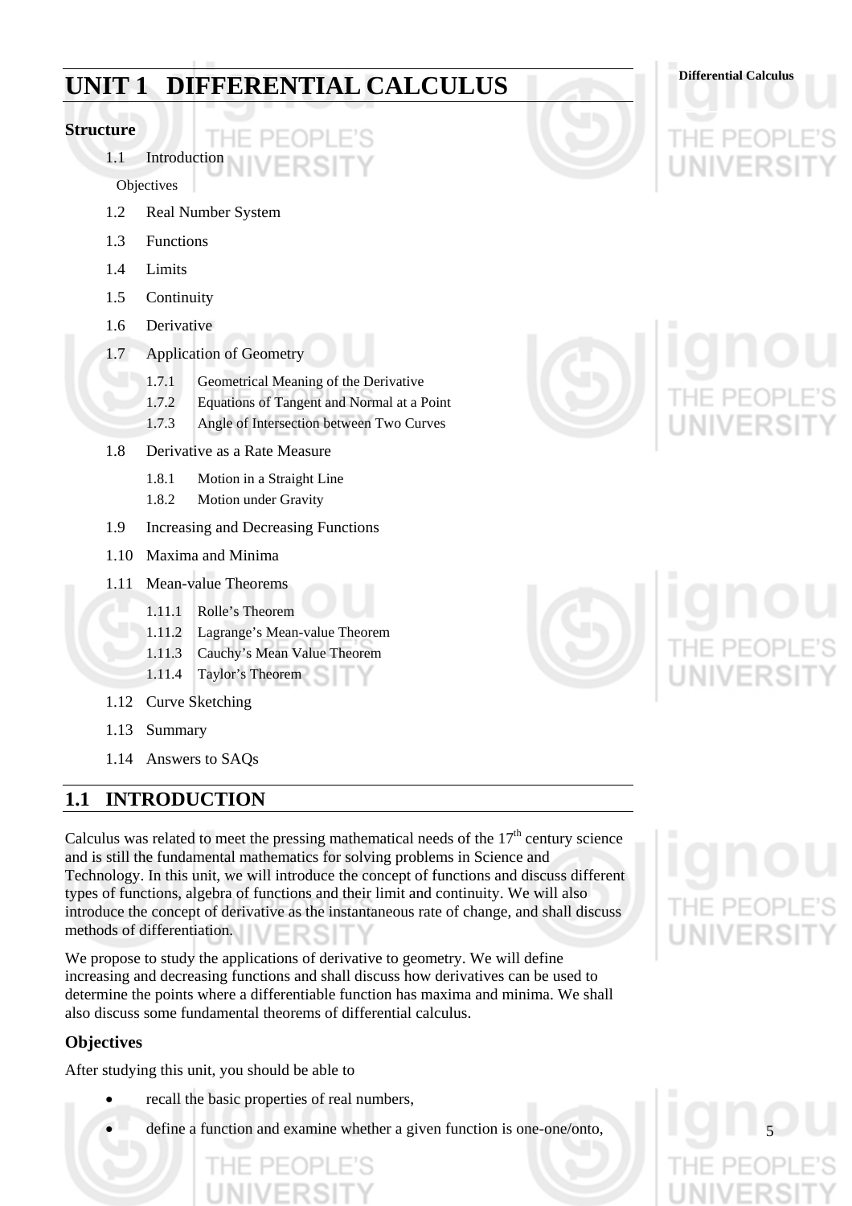# UNIT 1 DIFFERENTIAL CALCULUS

### Structure

1.1 Introduction

Objectives

1.2 Real Number System

1.3 Functions

1.4 Limits

1.5 Continuity

1.6 Derivative

1.7 Application of Geometry

- 1.7.1 Geometrical Meaning of the Derivative
- 1.7.2 Equations of Tangent and Normal at a Point
- 1.7.3 Angle of Intersection between Two Curves

1.8 Derivative as a Rate Measure

- 1.8.1 Motion in a Straight Line
- 1.8.2 Motion under Gravity

1.9 Increasing and Decreasing Functions

1.10 Maxima and Minima

1.11 Mean-value Theorems

- 1.11.1 Rolle's Theorem
- 1.11.2 Lagrange's Mean-value Theorem
- 1.11.3 Cauchy's Mean Value Theorem
- 1.11.4 Taylor's Theorem

1.12 Curve Sketching

1.13 Summary

1.14 Answers to SAQs

## 1.1 INTRODUCTION

Calculus was related to meet the pressing mathematical needs of the 17th century science and is still the fundamental mathematics for solving problems in Science and Technology. In this unit, we will introduce the concept of functions and discuss different types of functions, algebra of functions and their limit and continuity. We will also introduce the concept of derivative as the instantaneous rate of change, and shall discuss methods of differentiation.

We propose to study the applications of derivative to geometry. We will define increasing and decreasing functions and shall discuss how derivatives can be used to determine the points where a differentiable function has maxima and minima. We shall also discuss some fundamental theorems of differential calculus.

### Objectives

After studying this unit, you should be able to

- recall the basic properties of real numbers,
- define a function and examine whether a given function is one-one/onto,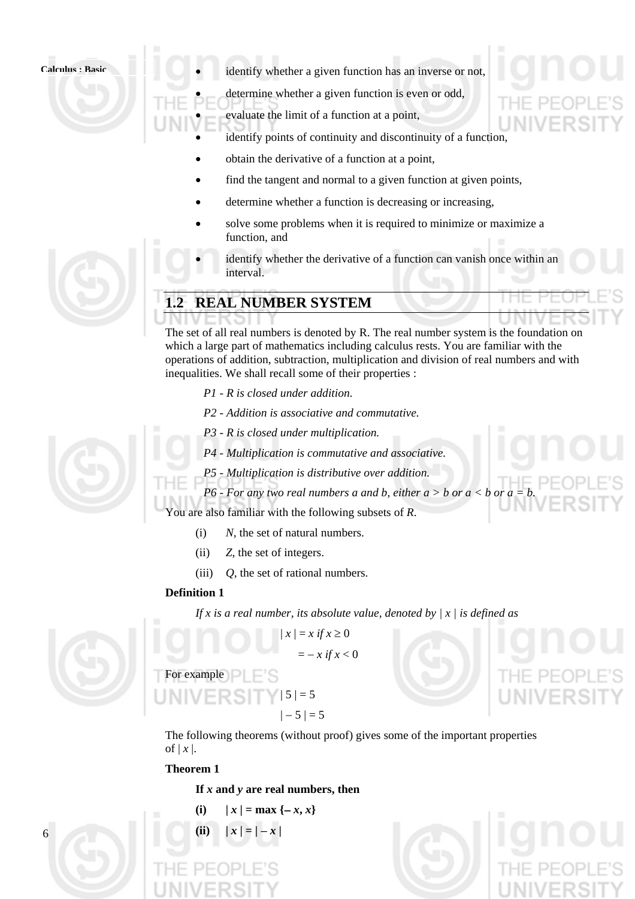- identify whether a given function has an inverse or not,
- determine whether a given function is even or odd,
- evaluate the limit of a function at a point,
- identify points of continuity and discontinuity of a function,
- obtain the derivative of a function at a point,
- find the tangent and normal to a given function at given points,
- determine whether a function is decreasing or increasing,
- solve some problems when it is required to minimize or maximize a function, and
- identify whether the derivative of a function can vanish once within an interval.

## 1.2 REAL NUMBER SYSTEM

The set of all real numbers is denoted by R. The real number system is the foundation on which a large part of mathematics including calculus rests. You are familiar with the operations of addition, subtraction, multiplication and division of real numbers and with inequalities. We shall recall some of their properties :

*P1 - R is closed under addition.*

*P2 - Addition is associative and commutative.*

*P3 - R is closed under multiplication.*

*P4 - Multiplication is commutative and associative.*

*P5 - Multiplication is distributive over addition.*

*P6 - For any two real numbers a and b, either $a > b$ or $a < b$ or $a = b$.*

You are also familiar with the following subsets of *R*.

(i) *N*, the set of natural numbers.

(ii) *Z*, the set of integers.

(iii) *Q*, the set of rational numbers.

**Definition 1**

*If x is a real number, its absolute value, denoted by $|x|$ is defined as*

$$|x| = x \text{ if } x \geq 0$$
$$= -x \text{ if } x < 0$$

For example

$$|5| = 5$$
$$|-5| = 5$$

The following theorems (without proof) gives some of the important properties of $|x|$.

**Theorem 1**

**If $x$ and $y$ are real numbers, then**

**(i)** $|x| = \max\{-x, x\}$

**(ii)** $|x| = |-x|$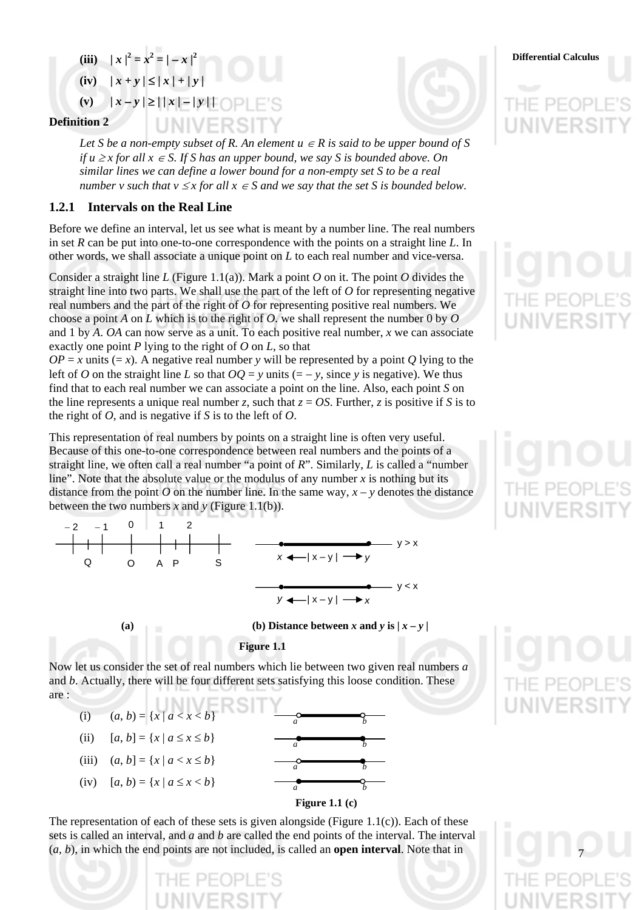**(iii)** $|x|^2 = x^2 = |-x|^2$

**(iv)** $|x + y| \leq |x| + |y|$

**(v)** $|x - y| \geq ||x| - |y||$

**Definition 2**

*Let S be a non-empty subset of R. An element $u \in R$ is said to be upper bound of S if $u \geq x$ for all $x \in S$. If S has an upper bound, we say S is bounded above. On similar lines we can define a lower bound for a non-empty set S to be a real number v such that $v \leq x$ for all $x \in S$ and we say that the set S is bounded below.*

### 1.2.1 Intervals on the Real Line

Before we define an interval, let us see what is meant by a number line. The real numbers in set *R* can be put into one-to-one correspondence with the points on a straight line *L*. In other words, we shall associate a unique point on *L* to each real number and vice-versa.

Consider a straight line *L* (Figure 1.1(a)). Mark a point *O* on it. The point *O* divides the straight line into two parts. We shall use the part of the left of *O* for representing negative real numbers and the part of the right of *O* for representing positive real numbers. We choose a point *A* on *L* which is to the right of *O*. we shall represent the number 0 by *O* and 1 by *A*. *OA* can now serve as a unit. To each positive real number, *x* we can associate exactly one point *P* lying to the right of *O* on *L*, so that $OP = x$ units ($= x$). A negative real number *y* will be represented by a point *Q* lying to the left of *O* on the straight line *L* so that $OQ = y$ units ($= -y$, since *y* is negative). We thus find that to each real number we can associate a point on the line. Also, each point *S* on the line represents a unique real number *z*, such that $z = OS$. Further, *z* is positive if *S* is to the right of *O*, and is negative if *S* is to the left of *O*.

This representation of real numbers by points on a straight line is often very useful. Because of this one-to-one correspondence between real numbers and the points of a straight line, we often call a real number "a point of *R*". Similarly, *L* is called a "number line". Note that the absolute value or the modulus of any number *x* is nothing but its distance from the point *O* on the number line. In the same way, $x - y$ denotes the distance between the two numbers *x* and *y* (Figure 1.1(b)).

(a)    (b) Distance between $x$ and $y$ is $|x - y|$

**Figure 1.1**

Now let us consider the set of real numbers which lie between two given real numbers *a* and *b*. Actually, there will be four different sets satisfying this loose condition. These are :

(i) $(a, b) = \{x \mid a < x < b\}$

(ii) $[a, b] = \{x \mid a \leq x \leq b\}$

(iii) $(a, b] = \{x \mid a < x \leq b\}$

(iv) $[a, b) = \{x \mid a \leq x < b\}$

**Figure 1.1 (c)**

The representation of each of these sets is given alongside (Figure 1.1(c)). Each of these sets is called an interval, and *a* and *b* are called the end points of the interval. The interval (*a*, *b*), in which the end points are not included, is called an **open interval**. Note that in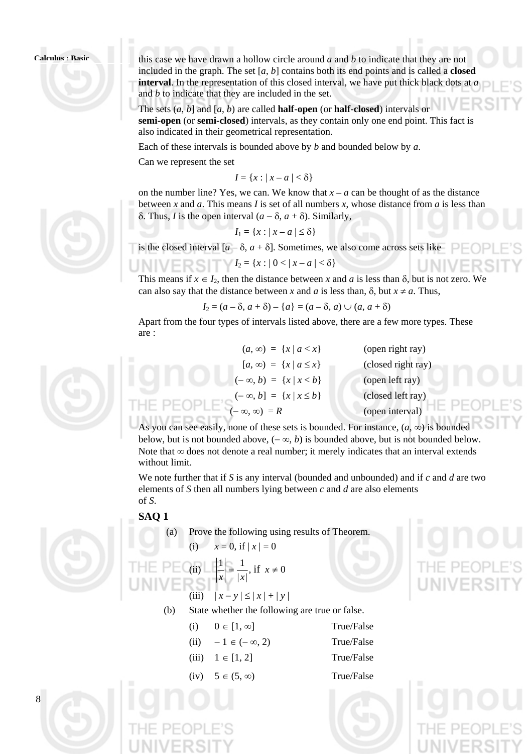this case we have drawn a hollow circle around $a$ and $b$ to indicate that they are not included in the graph. The set $[a, b]$ contains both its end points and is called a **closed interval**. In the representation of this closed interval, we have put thick black dots at $a$ and $b$ to indicate that they are included in the set.

The sets $(a, b]$ and $[a, b)$ are called **half-open** (or **half-closed**) intervals or **semi-open** (or **semi-closed**) intervals, as they contain only one end point. This fact is also indicated in their geometrical representation.

Each of these intervals is bounded above by $b$ and bounded below by $a$.

Can we represent the set

$$I = \{x : | x - a | < \delta\}$$

on the number line? Yes, we can. We know that $x - a$ can be thought of as the distance between $x$ and $a$. This means $I$ is set of all numbers $x$, whose distance from $a$ is less than $\delta$. Thus, $I$ is the open interval $(a - \delta, a + \delta)$. Similarly,

$$I_1 = \{x : | x - a | \leq \delta\}$$

is the closed interval $[a - \delta, a + \delta]$. Sometimes, we also come across sets like

$$I_2 = \{x : | 0 < | x - a | < \delta\}$$

This means if $x \in I_2$, then the distance between $x$ and $a$ is less than $\delta$, but is not zero. We can also say that the distance between $x$ and $a$ is less than, $\delta$, but $x \neq a$. Thus,

$$I_2 = (a - \delta, a + \delta) - \{a\} = (a - \delta, a) \cup (a, a + \delta)$$

Apart from the four types of intervals listed above, there are a few more types. These are :

$$(a, \infty) = \{x \mid a < x\} \quad \text{(open right ray)}$$

$$[a, \infty) = \{x \mid a \leq x\} \quad \text{(closed right ray)}$$

$$(-\infty, b) = \{x \mid x < b\} \quad \text{(open left ray)}$$

$$(-\infty, b] = \{x \mid x \leq b\} \quad \text{(closed left ray)}$$

$$(-\infty, \infty) = R \quad \text{(open interval)}$$

As you can see easily, none of these sets is bounded. For instance, $(a, \infty)$ is bounded below, but is not bounded above, $(-\infty, b)$ is bounded above, but is not bounded below. Note that $\infty$ does not denote a real number; it merely indicates that an interval extends without limit.

We note further that if $S$ is any interval (bounded and unbounded) and if $c$ and $d$ are two elements of $S$ then all numbers lying between $c$ and $d$ are also elements of $S$.

**SAQ 1**

(a) Prove the following using results of Theorem.

(i) $x = 0$, if $| x | = 0$

(ii) $\left|\frac{1}{x}\right| = \frac{1}{|x|}$, if $x \neq 0$

(iii) $| x - y | \leq | x | + | y |$

(b) State whether the following are true or false.

(i) $0 \in [1, \infty]$ True/False

(ii) $-1 \in (-\infty, 2)$ True/False

(iii) $1 \in [1, 2]$ True/False

(iv) $5 \in (5, \infty)$ True/False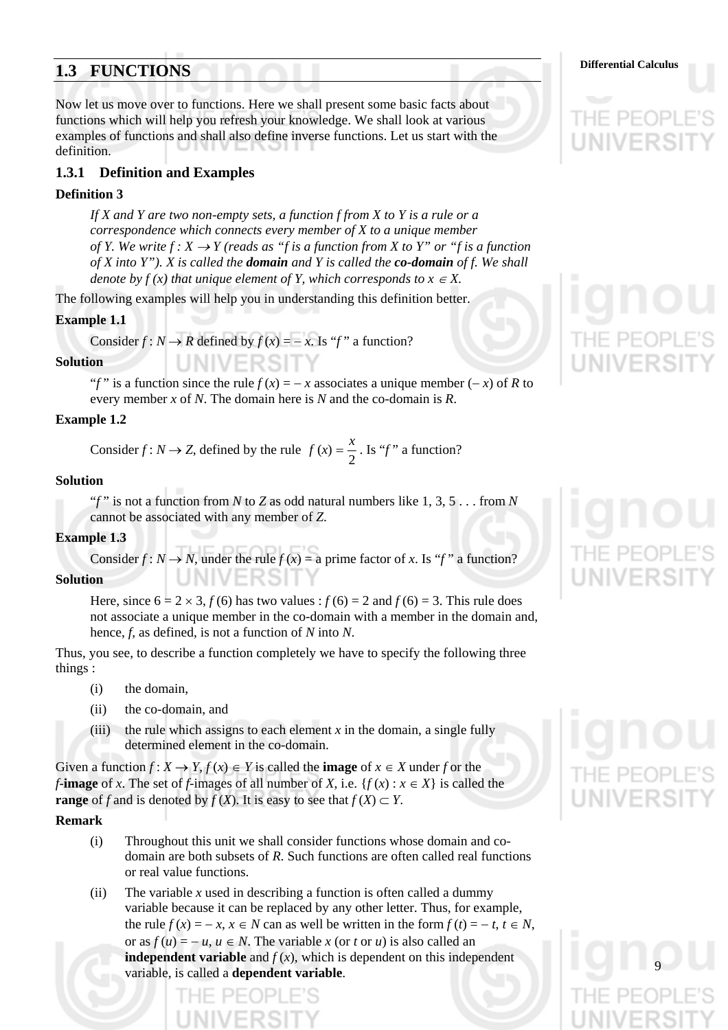## 1.3 FUNCTIONS

Now let us move over to functions. Here we shall present some basic facts about functions which will help you refresh your knowledge. We shall look at various examples of functions and shall also define inverse functions. Let us start with the definition.

### 1.3.1 Definition and Examples

**Definition 3**

*If X and Y are two non-empty sets, a function f from X to Y is a rule or a correspondence which connects every member of X to a unique member of Y. We write $f : X \rightarrow Y$ (reads as "f is a function from X to Y" or "f is a function of X into Y"). X is called the **domain** and Y is called the **co-domain** of f. We shall denote by f (x) that unique element of Y, which corresponds to $x \in X$.*

The following examples will help you in understanding this definition better.

**Example 1.1**

Consider $f : N \rightarrow R$ defined by $f(x) = -x$. Is "$f$" a function?

**Solution**

"$f$" is a function since the rule $f(x) = -x$ associates a unique member $(-x)$ of $R$ to every member $x$ of $N$. The domain here is $N$ and the co-domain is $R$.

**Example 1.2**

Consider $f : N \rightarrow Z$, defined by the rule $f(x) = \frac{x}{2}$. Is "$f$" a function?

**Solution**

"$f$" is not a function from $N$ to $Z$ as odd natural numbers like 1, 3, 5 . . . from $N$ cannot be associated with any member of $Z$.

**Example 1.3**

Consider $f : N \rightarrow N$, under the rule $f(x)$ = a prime factor of $x$. Is "$f$" a function?

**Solution**

Here, since $6 = 2 \times 3$, $f(6)$ has two values : $f(6) = 2$ and $f(6) = 3$. This rule does not associate a unique member in the co-domain with a member in the domain and, hence, $f$, as defined, is not a function of $N$ into $N$.

Thus, you see, to describe a function completely we have to specify the following three things :

(i) the domain,

(ii) the co-domain, and

(iii) the rule which assigns to each element $x$ in the domain, a single fully determined element in the co-domain.

Given a function $f : X \rightarrow Y$, $f(x) \in Y$ is called the **image** of $x \in X$ under $f$ or the $f$-**image** of $x$. The set of $f$-images of all number of $X$, i.e. $\{f(x) : x \in X\}$ is called the **range** of $f$ and is denoted by $f(X)$. It is easy to see that $f(X) \subset Y$.

**Remark**

(i) Throughout this unit we shall consider functions whose domain and co-domain are both subsets of $R$. Such functions are often called real functions or real value functions.

(ii) The variable $x$ used in describing a function is often called a dummy variable because it can be replaced by any other letter. Thus, for example, the rule $f(x) = -x$, $x \in N$ can as well be written in the form $f(t) = -t$, $t \in N$, or as $f(u) = -u$, $u \in N$. The variable $x$ (or $t$ or $u$) is also called an **independent variable** and $f(x)$, which is dependent on this independent variable, is called a **dependent variable**.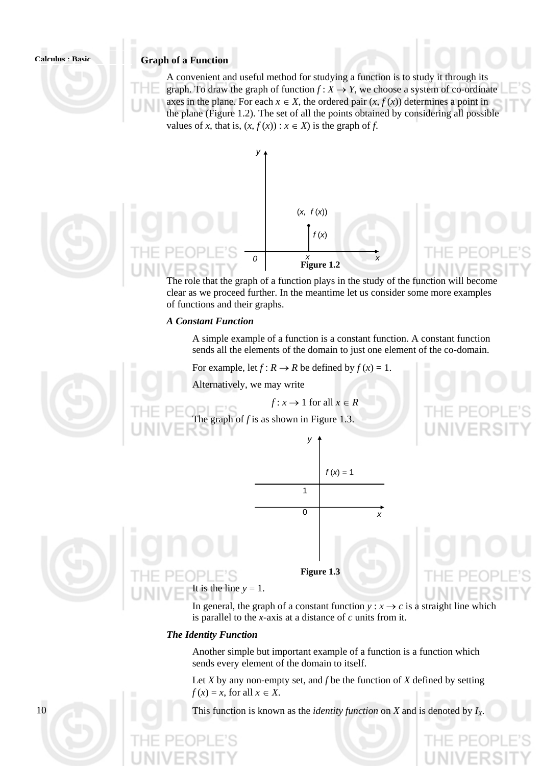## Graph of a Function

A convenient and useful method for studying a function is to study it through its graph. To draw the graph of function $f : X \rightarrow Y$, we choose a system of co-ordinate axes in the plane. For each $x \in X$, the ordered pair $(x, f(x))$ determines a point in the plane (Figure 1.2). The set of all the points obtained by considering all possible values of $x$, that is, $(x, f(x)) : x \in X)$ is the graph of $f$.

Figure 1.2

The role that the graph of a function plays in the study of the function will become clear as we proceed further. In the meantime let us consider some more examples of functions and their graphs.

***A Constant Function***

A simple example of a function is a constant function. A constant function sends all the elements of the domain to just one element of the co-domain.

For example, let $f : R \rightarrow R$ be defined by $f(x) = 1$.

Alternatively, we may write

$$f : x \rightarrow 1 \text{ for all } x \in R$$

The graph of $f$ is as shown in Figure 1.3.

Figure 1.3

It is the line $y = 1$.

In general, the graph of a constant function $y : x \rightarrow c$ is a straight line which is parallel to the $x$-axis at a distance of $c$ units from it.

***The Identity Function***

Another simple but important example of a function is a function which sends every element of the domain to itself.

Let $X$ by any non-empty set, and $f$ be the function of $X$ defined by setting $f(x) = x$, for all $x \in X$.

This function is known as the *identity function* on $X$ and is denoted by $I_X$.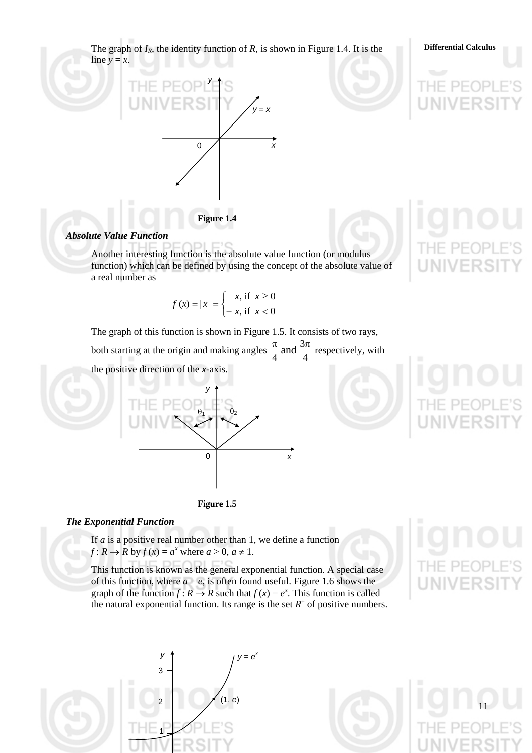The graph of $I_R$, the identity function of $R$, is shown in Figure 1.4. It is the line $y = x$.

**Figure 1.4**

### *Absolute Value Function*

Another interesting function is the absolute value function (or modulus function) which can be defined by using the concept of the absolute value of a real number as

$$f(x) = |x| = \begin{cases} x, & \text{if } x \geq 0 \\ -x, & \text{if } x < 0 \end{cases}$$

The graph of this function is shown in Figure 1.5. It consists of two rays, both starting at the origin and making angles $\frac{\pi}{4}$ and $\frac{3\pi}{4}$ respectively, with the positive direction of the $x$-axis.

**Figure 1.5**

### *The Exponential Function*

If $a$ is a positive real number other than 1, we define a function $f : R \to R$ by $f(x) = a^x$ where $a > 0$, $a \neq 1$.

This function is known as the general exponential function. A special case of this function, where $a = e$, is often found useful. Figure 1.6 shows the graph of the function $f : R \to R$ such that $f(x) = e^x$. This function is called the natural exponential function. Its range is the set $R^+$ of positive numbers.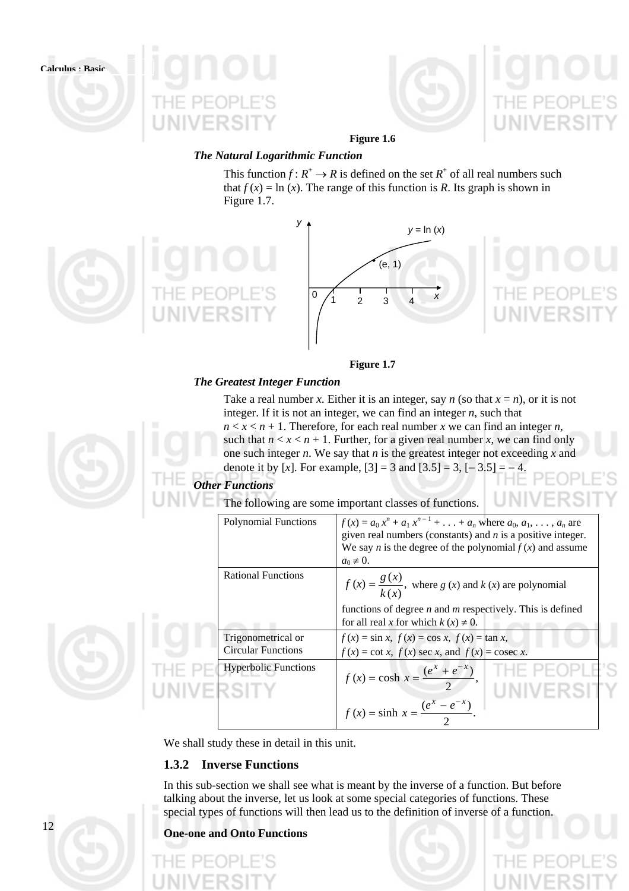Figure 1.6

***The Natural Logarithmic Function***

This function $f : R^+ \to R$ is defined on the set $R^+$ of all real numbers such that $f(x) = \ln(x)$. The range of this function is $R$. Its graph is shown in Figure 1.7.

Figure 1.7

***The Greatest Integer Function***

Take a real number $x$. Either it is an integer, say $n$ (so that $x = n$), or it is not integer. If it is not an integer, we can find an integer $n$, such that $n < x < n + 1$. Therefore, for each real number $x$ we can find an integer $n$, such that $n < x < n + 1$. Further, for a given real number $x$, we can find only one such integer $n$. We say that $n$ is the greatest integer not exceeding $x$ and denote it by $[x]$. For example, $[3] = 3$ and $[3.5] = 3$, $[-3.5] = -4$.

***Other Functions***

The following are some important classes of functions.

| | |
|---|---|
| Polynomial Functions | $f(x) = a_0 x^n + a_1 x^{n-1} + \ldots + a_n$ where $a_0, a_1, \ldots, a_n$ are given real numbers (constants) and $n$ is a positive integer. We say $n$ is the degree of the polynomial $f(x)$ and assume $a_0 \neq 0$. |
| Rational Functions | $f(x) = \frac{g(x)}{k(x)}$, where $g(x)$ and $k(x)$ are polynomial functions of degree $n$ and $m$ respectively. This is defined for all real $x$ for which $k(x) \neq 0$. |
| Trigonometrical or Circular Functions | $f(x) = \sin x$, $f(x) = \cos x$, $f(x) = \tan x$, $f(x) = \cot x$, $f(x) \sec x$, and $f(x) = \text{cosec } x$. |
| Hyperbolic Functions | $f(x) = \cosh x = \frac{(e^x + e^{-x})}{2}$, $f(x) = \sinh x = \frac{(e^x - e^{-x})}{2}$. |

We shall study these in detail in this unit.

### 1.3.2 Inverse Functions

In this sub-section we shall see what is meant by the inverse of a function. But before talking about the inverse, let us look at some special categories of functions. These special types of functions will then lead us to the definition of inverse of a function.

**One-one and Onto Functions**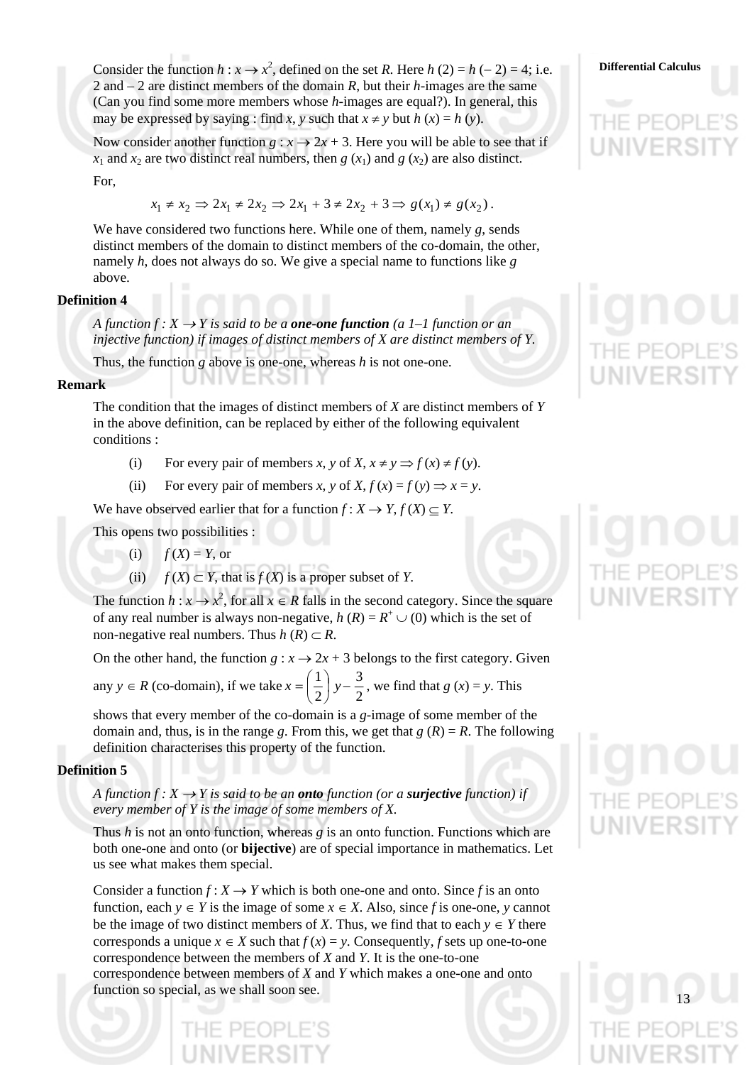Consider the function $h : x \rightarrow x^2$, defined on the set $R$. Here $h(2) = h(-2) = 4$; i.e. 2 and $-2$ are distinct members of the domain $R$, but their $h$-images are the same (Can you find some more members whose $h$-images are equal?). In general, this may be expressed by saying : find $x, y$ such that $x \neq y$ but $h(x) = h(y)$.

Now consider another function $g : x \rightarrow 2x + 3$. Here you will be able to see that if $x_1$ and $x_2$ are two distinct real numbers, then $g(x_1)$ and $g(x_2)$ are also distinct.

For,

$$x_1 \neq x_2 \Rightarrow 2x_1 \neq 2x_2 \Rightarrow 2x_1 + 3 \neq 2x_2 + 3 \Rightarrow g(x_1) \neq g(x_2).$$

We have considered two functions here. While one of them, namely $g$, sends distinct members of the domain to distinct members of the co-domain, the other, namely $h$, does not always do so. We give a special name to functions like $g$ above.

**Definition 4**

*A function $f : X \rightarrow Y$ is said to be a* ***one-one function*** *(a 1–1 function or an injective function) if images of distinct members of X are distinct members of Y.*

Thus, the function $g$ above is one-one, whereas $h$ is not one-one.

**Remark**

The condition that the images of distinct members of $X$ are distinct members of $Y$ in the above definition, can be replaced by either of the following equivalent conditions :

(i) For every pair of members $x, y$ of $X$, $x \neq y \Rightarrow f(x) \neq f(y)$.

(ii) For every pair of members $x, y$ of $X$, $f(x) = f(y) \Rightarrow x = y$.

We have observed earlier that for a function $f : X \rightarrow Y$, $f(X) \subseteq Y$.

This opens two possibilities :

(i) $f(X) = Y$, or

(ii) $f(X) \subset Y$, that is $f(X)$ is a proper subset of $Y$.

The function $h : x \rightarrow x^2$, for all $x \in R$ falls in the second category. Since the square of any real number is always non-negative, $h(R) = R^+ \cup (0)$ which is the set of non-negative real numbers. Thus $h(R) \subset R$.

On the other hand, the function $g : x \rightarrow 2x + 3$ belongs to the first category. Given any $y \in R$ (co-domain), if we take $x = \left(\frac{1}{2}\right) y - \frac{3}{2}$, we find that $g(x) = y$. This shows that every member of the co-domain is a $g$-image of some member of the domain and, thus, is in the range $g$. From this, we get that $g(R) = R$. The following definition characterises this property of the function.

**Definition 5**

*A function $f : X \rightarrow Y$ is said to be an* ***onto*** *function (or a* ***surjective*** *function) if every member of Y is the image of some members of X.*

Thus $h$ is not an onto function, whereas $g$ is an onto function. Functions which are both one-one and onto (or **bijective**) are of special importance in mathematics. Let us see what makes them special.

Consider a function $f : X \rightarrow Y$ which is both one-one and onto. Since $f$ is an onto function, each $y \in Y$ is the image of some $x \in X$. Also, since $f$ is one-one, $y$ cannot be the image of two distinct members of $X$. Thus, we find that to each $y \in Y$ there corresponds a unique $x \in X$ such that $f(x) = y$. Consequently, $f$ sets up one-to-one correspondence between the members of $X$ and $Y$. It is the one-to-one correspondence between members of $X$ and $Y$ which makes a one-one and onto function so special, as we shall soon see.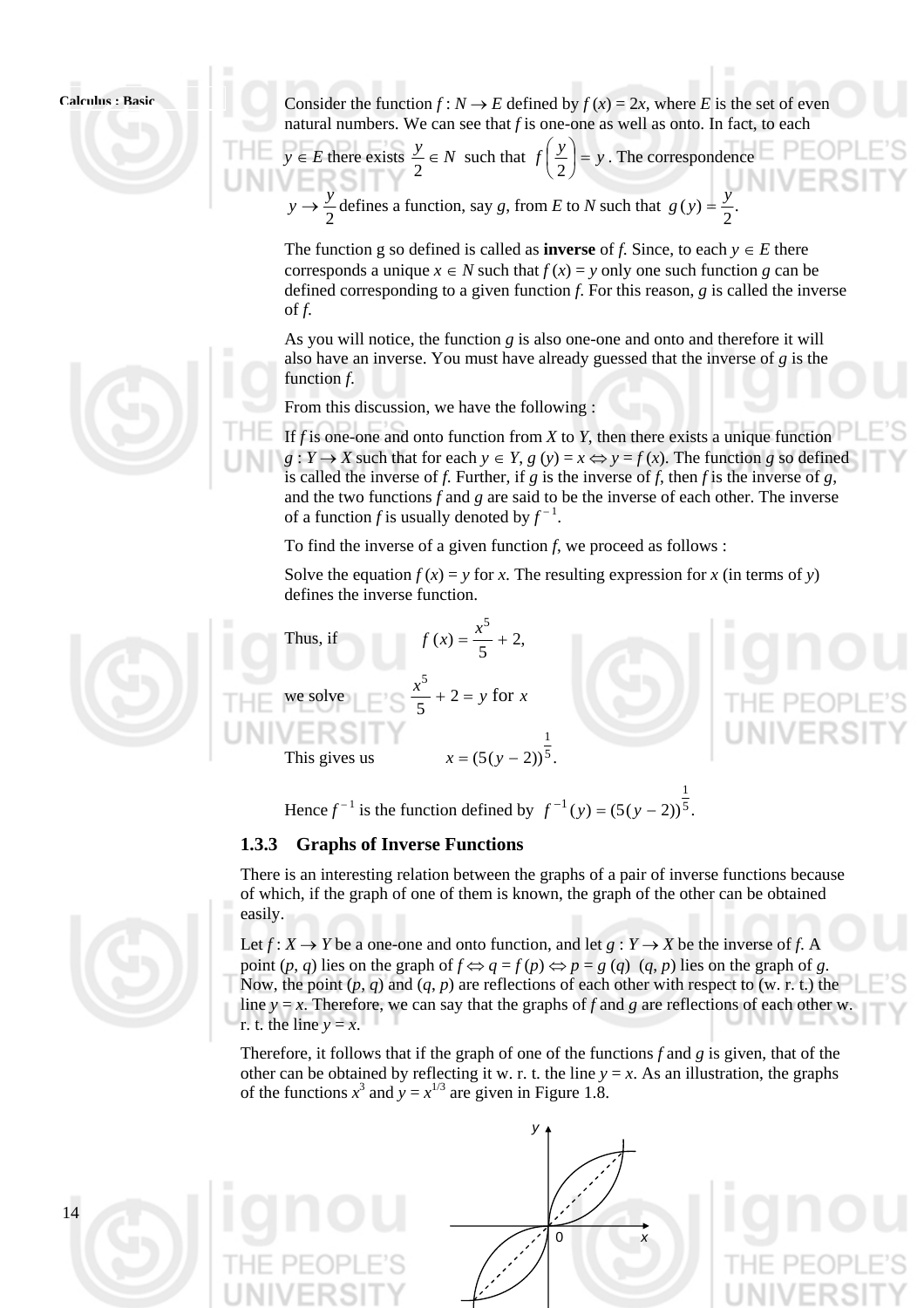Consider the function $f : N \to E$ defined by $f(x) = 2x$, where $E$ is the set of even natural numbers. We can see that $f$ is one-one as well as onto. In fact, to each $y \in E$ there exists $\frac{y}{2} \in N$ such that $f\left(\frac{y}{2}\right) = y$. The correspondence $y \to \frac{y}{2}$ defines a function, say $g$, from $E$ to $N$ such that $g(y) = \frac{y}{2}$.

The function g so defined is called as **inverse** of $f$. Since, to each $y \in E$ there corresponds a unique $x \in N$ such that $f(x) = y$ only one such function $g$ can be defined corresponding to a given function $f$. For this reason, $g$ is called the inverse of $f$.

As you will notice, the function $g$ is also one-one and onto and therefore it will also have an inverse. You must have already guessed that the inverse of $g$ is the function $f$.

From this discussion, we have the following :

If $f$ is one-one and onto function from $X$ to $Y$, then there exists a unique function $g : Y \to X$ such that for each $y \in Y$, $g(y) = x \Leftrightarrow y = f(x)$. The function $g$ so defined is called the inverse of $f$. Further, if $g$ is the inverse of $f$, then $f$ is the inverse of $g$, and the two functions $f$ and $g$ are said to be the inverse of each other. The inverse of a function $f$ is usually denoted by $f^{-1}$.

To find the inverse of a given function $f$, we proceed as follows :

Solve the equation $f(x) = y$ for $x$. The resulting expression for $x$ (in terms of $y$) defines the inverse function.

Thus, if $$f(x) = \frac{x^5}{5} + 2,$$

we solve $$\frac{x^5}{5} + 2 = y \text{ for } x$$

This gives us $$x = (5(y-2))^{\frac{1}{5}}.$$

Hence $f^{-1}$ is the function defined by $f^{-1}(y) = (5(y-2))^{\frac{1}{5}}$.

### 1.3.3 Graphs of Inverse Functions

There is an interesting relation between the graphs of a pair of inverse functions because of which, if the graph of one of them is known, the graph of the other can be obtained easily.

Let $f : X \to Y$ be a one-one and onto function, and let $g : Y \to X$ be the inverse of $f$. A point $(p, q)$ lies on the graph of $f \Leftrightarrow q = f(p) \Leftrightarrow p = g(q)$ $(q, p)$ lies on the graph of $g$. Now, the point $(p, q)$ and $(q, p)$ are reflections of each other with respect to (w. r. t.) the line $y = x$. Therefore, we can say that the graphs of $f$ and $g$ are reflections of each other w. r. t. the line $y = x$.

Therefore, it follows that if the graph of one of the functions $f$ and $g$ is given, that of the other can be obtained by reflecting it w. r. t. the line $y = x$. As an illustration, the graphs of the functions $x^3$ and $y = x^{1/3}$ are given in Figure 1.8.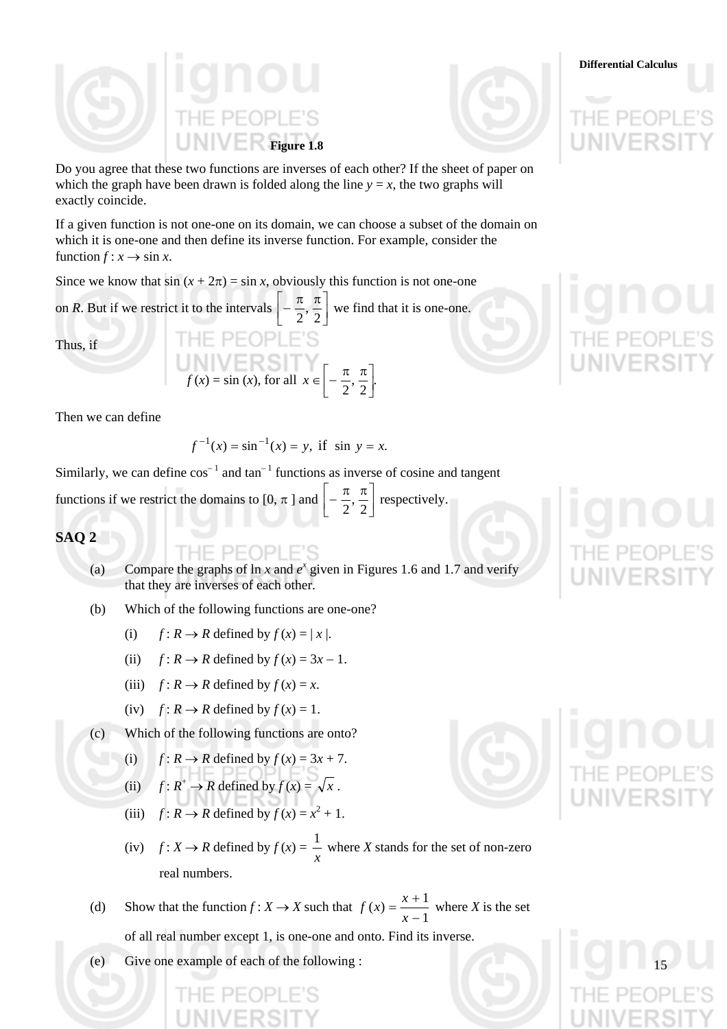**Figure 1.8**

Do you agree that these two functions are inverses of each other? If the sheet of paper on which the graph have been drawn is folded along the line $y = x$, the two graphs will exactly coincide.

If a given function is not one-one on its domain, we can choose a subset of the domain on which it is one-one and then define its inverse function. For example, consider the function $f : x \to \sin x$.

Since we know that $\sin (x + 2\pi) = \sin x$, obviously this function is not one-one on $R$. But if we restrict it to the intervals $\left[-\frac{\pi}{2}, \frac{\pi}{2}\right]$ we find that it is one-one.

Thus, if

$$f(x) = \sin(x), \text{ for all } x \in \left[-\frac{\pi}{2}, \frac{\pi}{2}\right].$$

Then we can define

$$f^{-1}(x) = \sin^{-1}(x) = y, \text{ if } \sin y = x.$$

Similarly, we can define $\cos^{-1}$ and $\tan^{-1}$ functions as inverse of cosine and tangent functions if we restrict the domains to $[0, \pi]$ and $\left[-\frac{\pi}{2}, \frac{\pi}{2}\right]$ respectively.

## SAQ 2

(a) Compare the graphs of $\ln x$ and $e^x$ given in Figures 1.6 and 1.7 and verify that they are inverses of each other.

(b) Which of the following functions are one-one?

 (i) $f : R \to R$ defined by $f(x) = |x|$.

 (ii) $f : R \to R$ defined by $f(x) = 3x - 1$.

 (iii) $f : R \to R$ defined by $f(x) = x$.

 (iv) $f : R \to R$ defined by $f(x) = 1$.

(c) Which of the following functions are onto?

 (i) $f : R \to R$ defined by $f(x) = 3x + 7$.

 (ii) $f : R^+ \to R$ defined by $f(x) = \sqrt{x}$ .

 (iii) $f : R \to R$ defined by $f(x) = x^2 + 1$.

 (iv) $f : X \to R$ defined by $f(x) = \frac{1}{x}$ where $X$ stands for the set of non-zero real numbers.

(d) Show that the function $f : X \to X$ such that $f(x) = \frac{x+1}{x-1}$ where $X$ is the set of all real number except 1, is one-one and onto. Find its inverse.

(e) Give one example of each of the following :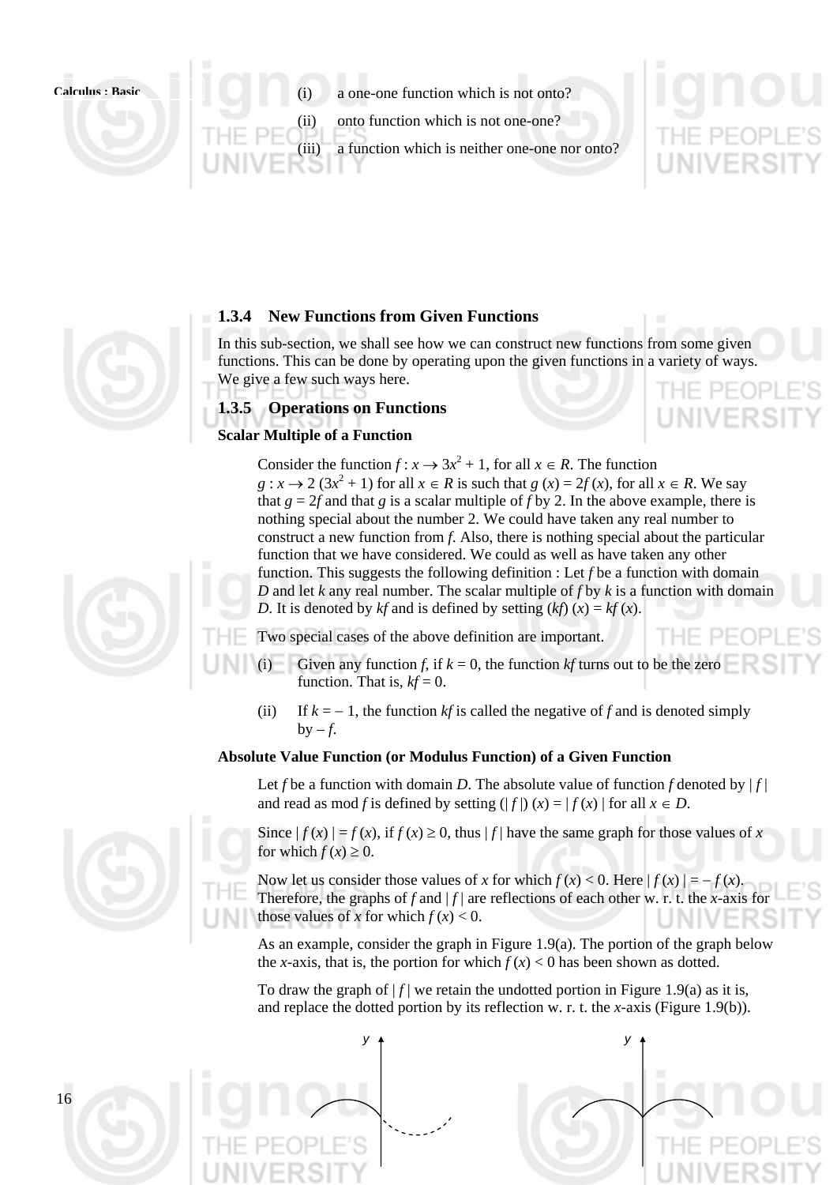(i) a one-one function which is not onto?

(ii) onto function which is not one-one?

(iii) a function which is neither one-one nor onto?

### 1.3.4 New Functions from Given Functions

In this sub-section, we shall see how we can construct new functions from some given functions. This can be done by operating upon the given functions in a variety of ways. We give a few such ways here.

### 1.3.5 Operations on Functions

**Scalar Multiple of a Function**

Consider the function $f : x \to 3x^2 + 1$, for all $x \in R$. The function $g : x \to 2\,(3x^2 + 1)$ for all $x \in R$ is such that $g(x) = 2f(x)$, for all $x \in R$. We say that $g = 2f$ and that $g$ is a scalar multiple of $f$ by 2. In the above example, there is nothing special about the number 2. We could have taken any real number to construct a new function from $f$. Also, there is nothing special about the particular function that we have considered. We could as well as have taken any other function. This suggests the following definition : Let $f$ be a function with domain $D$ and let $k$ any real number. The scalar multiple of $f$ by $k$ is a function with domain $D$. It is denoted by $kf$ and is defined by setting $(kf)(x) = kf(x)$.

Two special cases of the above definition are important.

(i) Given any function $f$, if $k = 0$, the function $kf$ turns out to be the zero function. That is, $kf = 0$.

(ii) If $k = -1$, the function $kf$ is called the negative of $f$ and is denoted simply by $-f$.

**Absolute Value Function (or Modulus Function) of a Given Function**

Let $f$ be a function with domain $D$. The absolute value of function $f$ denoted by $|f|$ and read as mod $f$ is defined by setting $(|f|)(x) = |f(x)|$ for all $x \in D$.

Since $|f(x)| = f(x)$, if $f(x) \geq 0$, thus $|f|$ have the same graph for those values of $x$ for which $f(x) \geq 0$.

Now let us consider those values of $x$ for which $f(x) < 0$. Here $|f(x)| = -f(x)$. Therefore, the graphs of $f$ and $|f|$ are reflections of each other w. r. t. the $x$-axis for those values of $x$ for which $f(x) < 0$.

As an example, consider the graph in Figure 1.9(a). The portion of the graph below the $x$-axis, that is, the portion for which $f(x) < 0$ has been shown as dotted.

To draw the graph of $|f|$ we retain the undotted portion in Figure 1.9(a) as it is, and replace the dotted portion by its reflection w. r. t. the $x$-axis (Figure 1.9(b)).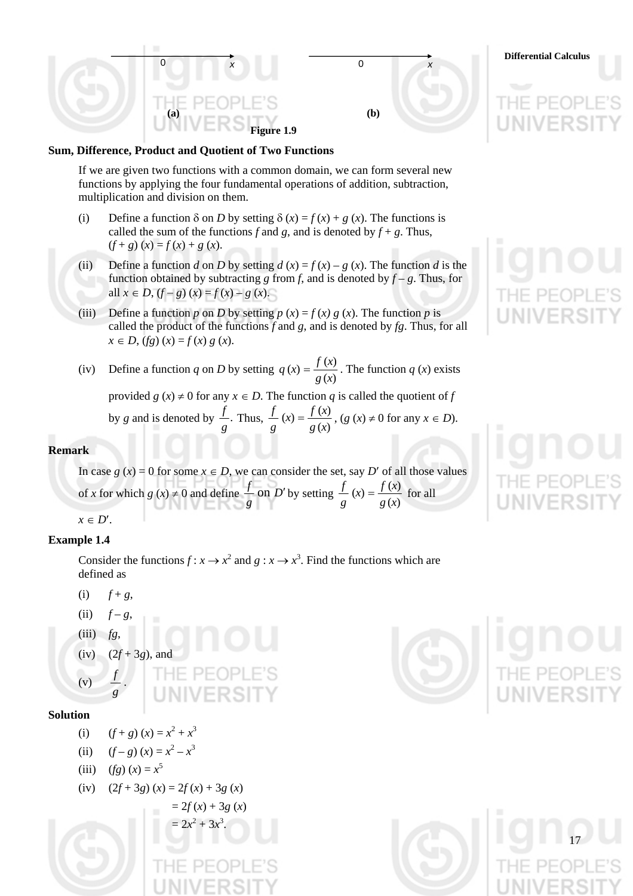(a) (b)

Figure 1.9

**Sum, Difference, Product and Quotient of Two Functions**

If we are given two functions with a common domain, we can form several new functions by applying the four fundamental operations of addition, subtraction, multiplication and division on them.

(i) Define a function $\delta$ on $D$ by setting $\delta(x) = f(x) + g(x)$. The functions is called the sum of the functions $f$ and $g$, and is denoted by $f + g$. Thus, $(f + g)(x) = f(x) + g(x)$.

(ii) Define a function $d$ on $D$ by setting $d(x) = f(x) - g(x)$. The function $d$ is the function obtained by subtracting $g$ from $f$, and is denoted by $f - g$. Thus, for all $x \in D$, $(f - g)(x) = f(x) - g(x)$.

(iii) Define a function $p$ on $D$ by setting $p(x) = f(x)\, g(x)$. The function $p$ is called the product of the functions $f$ and $g$, and is denoted by $fg$. Thus, for all $x \in D$, $(fg)(x) = f(x)\, g(x)$.

(iv) Define a function $q$ on $D$ by setting $q(x) = \dfrac{f(x)}{g(x)}$. The function $q(x)$ exists provided $g(x) \neq 0$ for any $x \in D$. The function $q$ is called the quotient of $f$ by $g$ and is denoted by $\dfrac{f}{g}$. Thus, $\dfrac{f}{g}(x) = \dfrac{f(x)}{g(x)}$, ($g(x) \neq 0$ for any $x \in D$).

**Remark**

In case $g(x) = 0$ for some $x \in D$, we can consider the set, say $D'$ of all those values of $x$ for which $g(x) \neq 0$ and define $\dfrac{f}{g}$ on $D'$ by setting $\dfrac{f}{g}(x) = \dfrac{f(x)}{g(x)}$ for all $x \in D'$.

**Example 1.4**

Consider the functions $f : x \to x^2$ and $g : x \to x^3$. Find the functions which are defined as

(i) $f + g$,

(ii) $f - g$,

(iii) $fg$,

(iv) $(2f + 3g)$, and

(v) $\dfrac{f}{g}$.

**Solution**

(i) $(f + g)(x) = x^2 + x^3$

(ii) $(f - g)(x) = x^2 - x^3$

(iii) $(fg)(x) = x^5$

(iv) $(2f + 3g)(x) = 2f(x) + 3g(x)$

$= 2f(x) + 3g(x)$

$= 2x^2 + 3x^3$.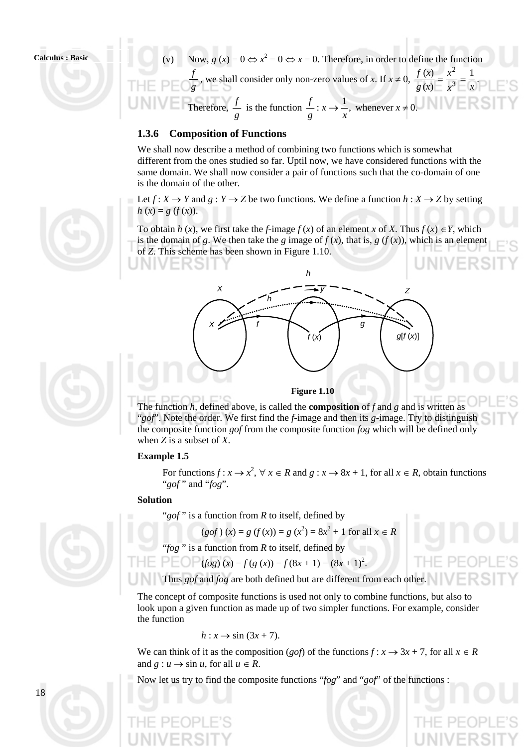(v) Now, $g(x) = 0 \Leftrightarrow x^2 = 0 \Leftrightarrow x = 0$. Therefore, in order to define the function $\frac{f}{g}$, we shall consider only non-zero values of $x$. If $x \neq 0$, $\frac{f(x)}{g(x)} = \frac{x^2}{x^3} = \frac{1}{x}$.

Therefore, $\frac{f}{g}$ is the function $\frac{f}{g} : x \to \frac{1}{x}$, whenever $x \neq 0$.

### 1.3.6 Composition of Functions

We shall now describe a method of combining two functions which is somewhat different from the ones studied so far. Uptil now, we have considered functions with the same domain. We shall now consider a pair of functions such that the co-domain of one is the domain of the other.

Let $f : X \to Y$ and $g : Y \to Z$ be two functions. We define a function $h : X \to Z$ by setting $h(x) = g(f(x))$.

To obtain $h(x)$, we first take the $f$-image $f(x)$ of an element $x$ of $X$. Thus $f(x) \in Y$, which is the domain of $g$. We then take the $g$ image of $f(x)$, that is, $g(f(x))$, which is an element of $Z$. This scheme has been shown in Figure 1.10.

Figure 1.10

The function $h$, defined above, is called the **composition** of $f$ and $g$ and is written as "*gof*". Note the order. We first find the $f$-image and then its $g$-image. Try to distinguish the composite function *gof* from the composite function *fog* which will be defined only when $Z$ is a subset of $X$.

**Example 1.5**

For functions $f : x \to x^2$, $\forall\, x \in R$ and $g : x \to 8x + 1$, for all $x \in R$, obtain functions "*gof*" and "*fog*".

**Solution**

"*gof*" is a function from $R$ to itself, defined by

$$(gof)(x) = g(f(x)) = g(x^2) = 8x^2 + 1 \text{ for all } x \in R$$

"*fog*" is a function from $R$ to itself, defined by

$$(fog)(x) = f(g(x)) = f(8x + 1) = (8x + 1)^2.$$

Thus *gof* and *fog* are both defined but are different from each other.

The concept of composite functions is used not only to combine functions, but also to look upon a given function as made up of two simpler functions. For example, consider the function

$$h : x \to \sin(3x + 7).$$

We can think of it as the composition (*gof*) of the functions $f : x \to 3x + 7$, for all $x \in R$ and $g : u \to \sin u$, for all $u \in R$.

Now let us try to find the composite functions "*fog*" and "*gof*" of the functions :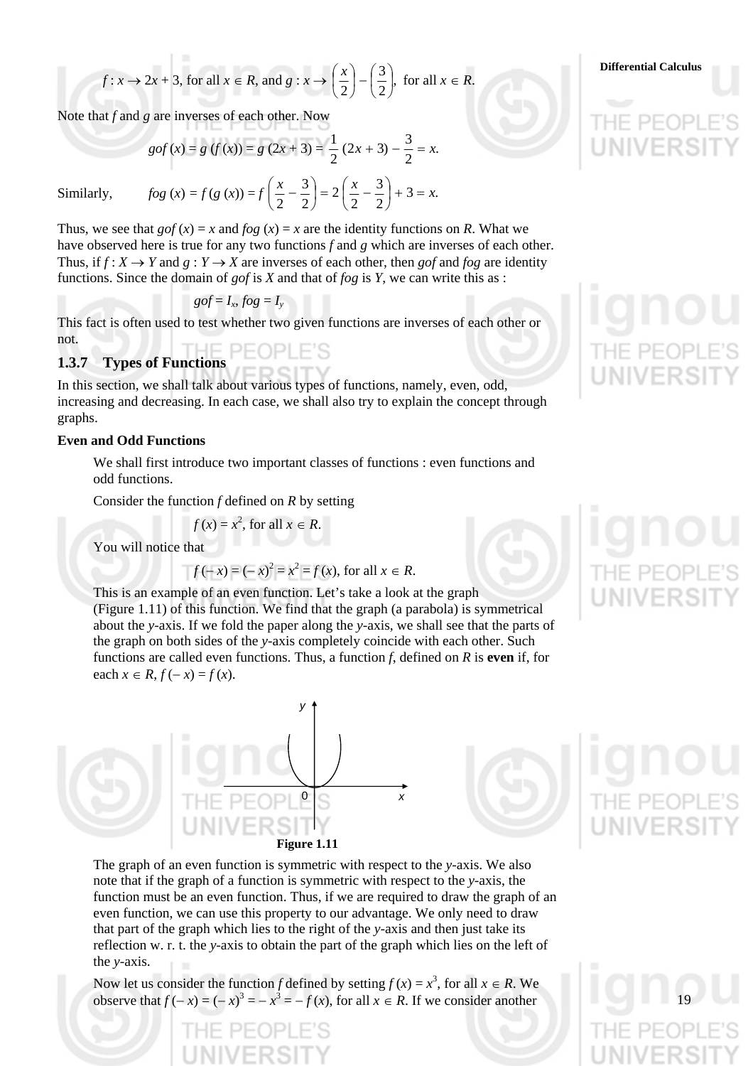$f : x \to 2x + 3$, for all $x \in R$, and $g : x \to \left(\frac{x}{2}\right) - \left(\frac{3}{2}\right)$, for all $x \in R$.

Note that $f$ and $g$ are inverses of each other. Now

$$gof\,(x) = g\,(f\,(x)) = g\,(2x + 3) = \frac{1}{2}\,(2x + 3) - \frac{3}{2} = x.$$

Similarly, $$fog\,(x) = f\,(g\,(x)) = f\left(\frac{x}{2} - \frac{3}{2}\right) = 2\left(\frac{x}{2} - \frac{3}{2}\right) + 3 = x.$$

Thus, we see that $gof\,(x) = x$ and $fog\,(x) = x$ are the identity functions on $R$. What we have observed here is true for any two functions $f$ and $g$ which are inverses of each other. Thus, if $f : X \to Y$ and $g : Y \to X$ are inverses of each other, then $gof$ and $fog$ are identity functions. Since the domain of $gof$ is $X$ and that of $fog$ is $Y$, we can write this as :

$$gof = I_x,\ fog = I_y$$

This fact is often used to test whether two given functions are inverses of each other or not.

### 1.3.7 Types of Functions

In this section, we shall talk about various types of functions, namely, even, odd, increasing and decreasing. In each case, we shall also try to explain the concept through graphs.

**Even and Odd Functions**

We shall first introduce two important classes of functions : even functions and odd functions.

Consider the function $f$ defined on $R$ by setting

$$f\,(x) = x^2, \text{ for all } x \in R.$$

You will notice that

$$f\,(-x) = (-x)^2 = x^2 = f\,(x), \text{ for all } x \in R.$$

This is an example of an even function. Let's take a look at the graph (Figure 1.11) of this function. We find that the graph (a parabola) is symmetrical about the $y$-axis. If we fold the paper along the $y$-axis, we shall see that the parts of the graph on both sides of the $y$-axis completely coincide with each other. Such functions are called even functions. Thus, a function $f$, defined on $R$ is **even** if, for each $x \in R$, $f\,(-x) = f\,(x)$.

**Figure 1.11**

The graph of an even function is symmetric with respect to the $y$-axis. We also note that if the graph of a function is symmetric with respect to the $y$-axis, the function must be an even function. Thus, if we are required to draw the graph of an even function, we can use this property to our advantage. We only need to draw that part of the graph which lies to the right of the $y$-axis and then just take its reflection w. r. t. the $y$-axis to obtain the part of the graph which lies on the left of the $y$-axis.

Now let us consider the function $f$ defined by setting $f\,(x) = x^3$, for all $x \in R$. We observe that $f\,(-x) = (-x)^3 = -x^3 = -f\,(x)$, for all $x \in R$. If we consider another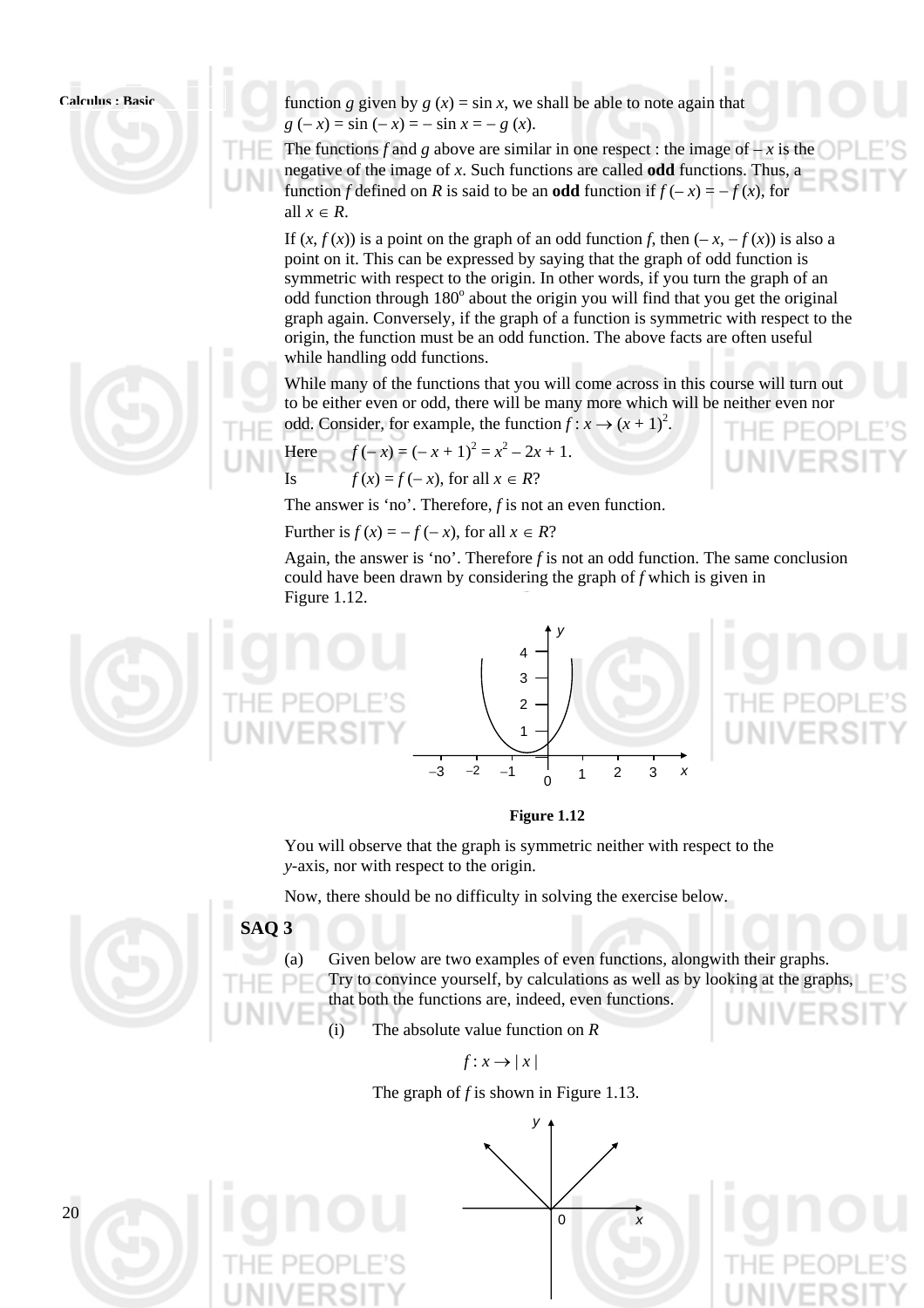function $g$ given by $g(x) = \sin x$, we shall be able to note again that $g(-x) = \sin(-x) = -\sin x = -g(x)$.

The functions $f$ and $g$ above are similar in one respect : the image of $-x$ is the negative of the image of $x$. Such functions are called **odd** functions. Thus, a function $f$ defined on $R$ is said to be an **odd** function if $f(-x) = -f(x)$, for all $x \in R$.

If $(x, f(x))$ is a point on the graph of an odd function $f$, then $(-x, -f(x))$ is also a point on it. This can be expressed by saying that the graph of odd function is symmetric with respect to the origin. In other words, if you turn the graph of an odd function through $180^{o}$ about the origin you will find that you get the original graph again. Conversely, if the graph of a function is symmetric with respect to the origin, the function must be an odd function. The above facts are often useful while handling odd functions.

While many of the functions that you will come across in this course will turn out to be either even or odd, there will be many more which will be neither even nor odd. Consider, for example, the function $f : x \to (x + 1)^2$.

Here $\quad f(-x) = (-x + 1)^2 = x^2 - 2x + 1.$

Is $\quad f(x) = f(-x)$, for all $x \in R$?

The answer is 'no'. Therefore, $f$ is not an even function.

Further is $f(x) = -f(-x)$, for all $x \in R$?

Again, the answer is 'no'. Therefore $f$ is not an odd function. The same conclusion could have been drawn by considering the graph of $f$ which is given in Figure 1.12.

**Figure 1.12**

You will observe that the graph is symmetric neither with respect to the $y$-axis, nor with respect to the origin.

Now, there should be no difficulty in solving the exercise below.

### SAQ 3

(a) Given below are two examples of even functions, alongwith their graphs. Try to convince yourself, by calculations as well as by looking at the graphs, that both the functions are, indeed, even functions.

(i) The absolute value function on $R$

$$f : x \to |x|$$

The graph of $f$ is shown in Figure 1.13.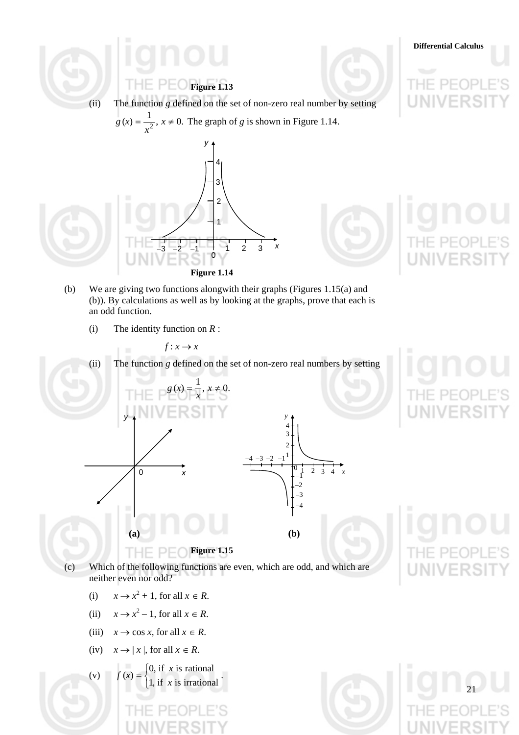Figure 1.13

(ii) The function $g$ defined on the set of non-zero real number by setting $g(x) = \frac{1}{x^2}$, $x \neq 0$. The graph of $g$ is shown in Figure 1.14.

Figure 1.14

(b) We are giving two functions alongwith their graphs (Figures 1.15(a) and (b)). By calculations as well as by looking at the graphs, prove that each is an odd function.

(i) The identity function on $R$ :

$$f : x \rightarrow x$$

(ii) The function $g$ defined on the set of non-zero real numbers by setting

$$g(x) = \frac{1}{x}, \; x \neq 0.$$

(a) (b)

Figure 1.15

(c) Which of the following functions are even, which are odd, and which are neither even nor odd?

(i) $x \rightarrow x^2 + 1$, for all $x \in R$.

(ii) $x \rightarrow x^2 - 1$, for all $x \in R$.

(iii) $x \rightarrow \cos x$, for all $x \in R$.

(iv) $x \rightarrow |x|$, for all $x \in R$.

(v) $f(x) = \begin{cases} 0, & \text{if } x \text{ is rational} \\ 1, & \text{if } x \text{ is irrational} \end{cases}$.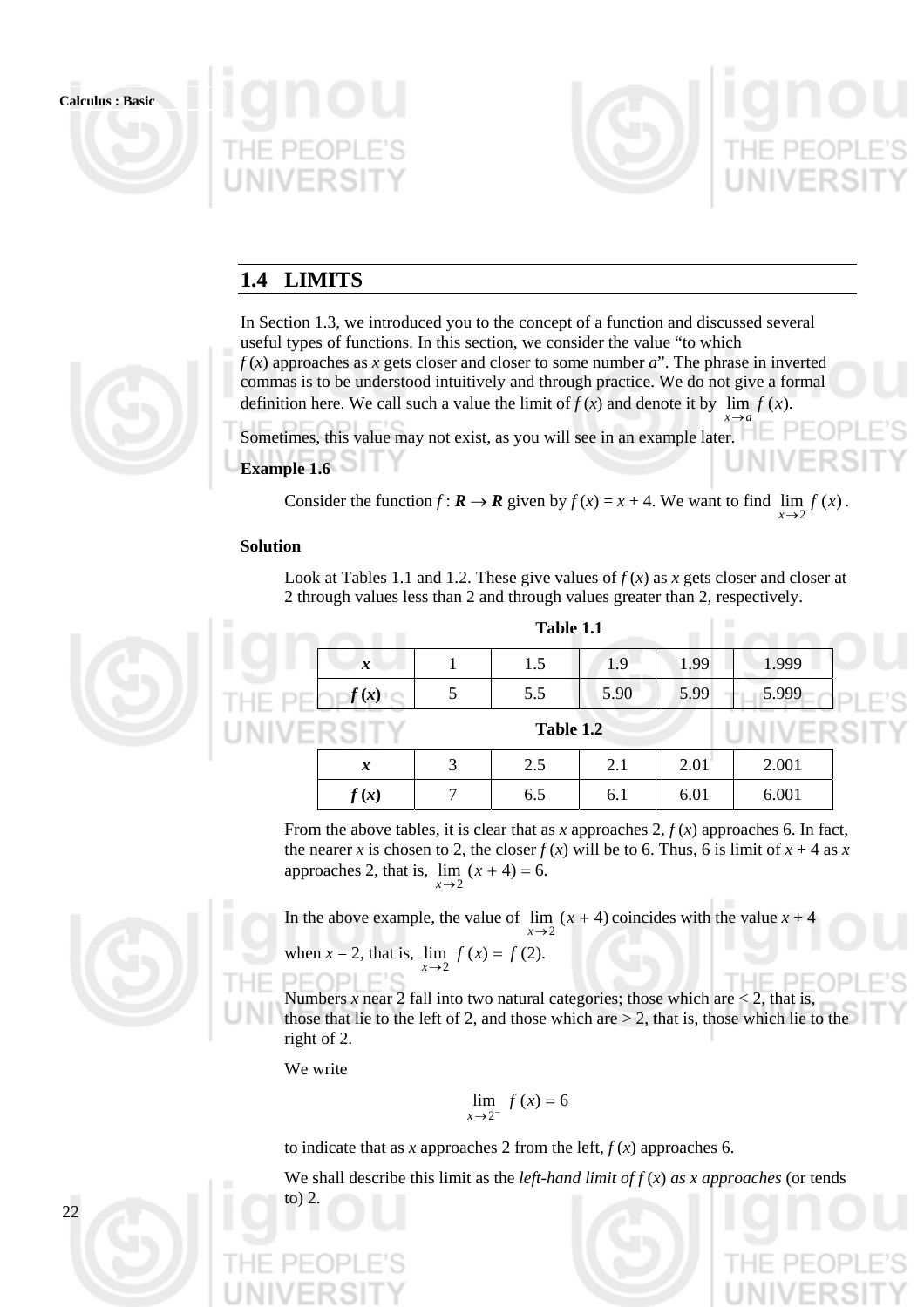## 1.4 LIMITS

In Section 1.3, we introduced you to the concept of a function and discussed several useful types of functions. In this section, we consider the value "to which $f(x)$ approaches as $x$ gets closer and closer to some number $a$". The phrase in inverted commas is to be understood intuitively and through practice. We do not give a formal definition here. We call such a value the limit of $f(x)$ and denote it by $\lim_{x \to a} f(x)$.

Sometimes, this value may not exist, as you will see in an example later.

**Example 1.6**

Consider the function $f : \mathbf{R} \to \mathbf{R}$ given by $f(x) = x + 4$. We want to find $\lim_{x \to 2} f(x)$.

**Solution**

Look at Tables 1.1 and 1.2. These give values of $f(x)$ as $x$ gets closer and closer at 2 through values less than 2 and through values greater than 2, respectively.

**Table 1.1**

| $x$ | 1 | 1.5 | 1.9 | 1.99 | 1.999 |
|---|---|---|---|---|---|
| $f(x)$ | 5 | 5.5 | 5.90 | 5.99 | 5.999 |

**Table 1.2**

| $x$ | 3 | 2.5 | 2.1 | 2.01 | 2.001 |
|---|---|---|---|---|---|
| $f(x)$ | 7 | 6.5 | 6.1 | 6.01 | 6.001 |

From the above tables, it is clear that as $x$ approaches 2, $f(x)$ approaches 6. In fact, the nearer $x$ is chosen to 2, the closer $f(x)$ will be to 6. Thus, 6 is limit of $x + 4$ as $x$ approaches 2, that is, $\lim_{x \to 2} (x + 4) = 6$.

In the above example, the value of $\lim_{x \to 2} (x + 4)$ coincides with the value $x + 4$ when $x = 2$, that is, $\lim_{x \to 2} f(x) = f(2)$.

Numbers $x$ near 2 fall into two natural categories; those which are $< 2$, that is, those that lie to the left of 2, and those which are $> 2$, that is, those which lie to the right of 2.

We write

$$\lim_{x \to 2^-} f(x) = 6$$

to indicate that as $x$ approaches 2 from the left, $f(x)$ approaches 6.

We shall describe this limit as the *left-hand limit of* $f(x)$ *as* $x$ *approaches* (or tends to) 2.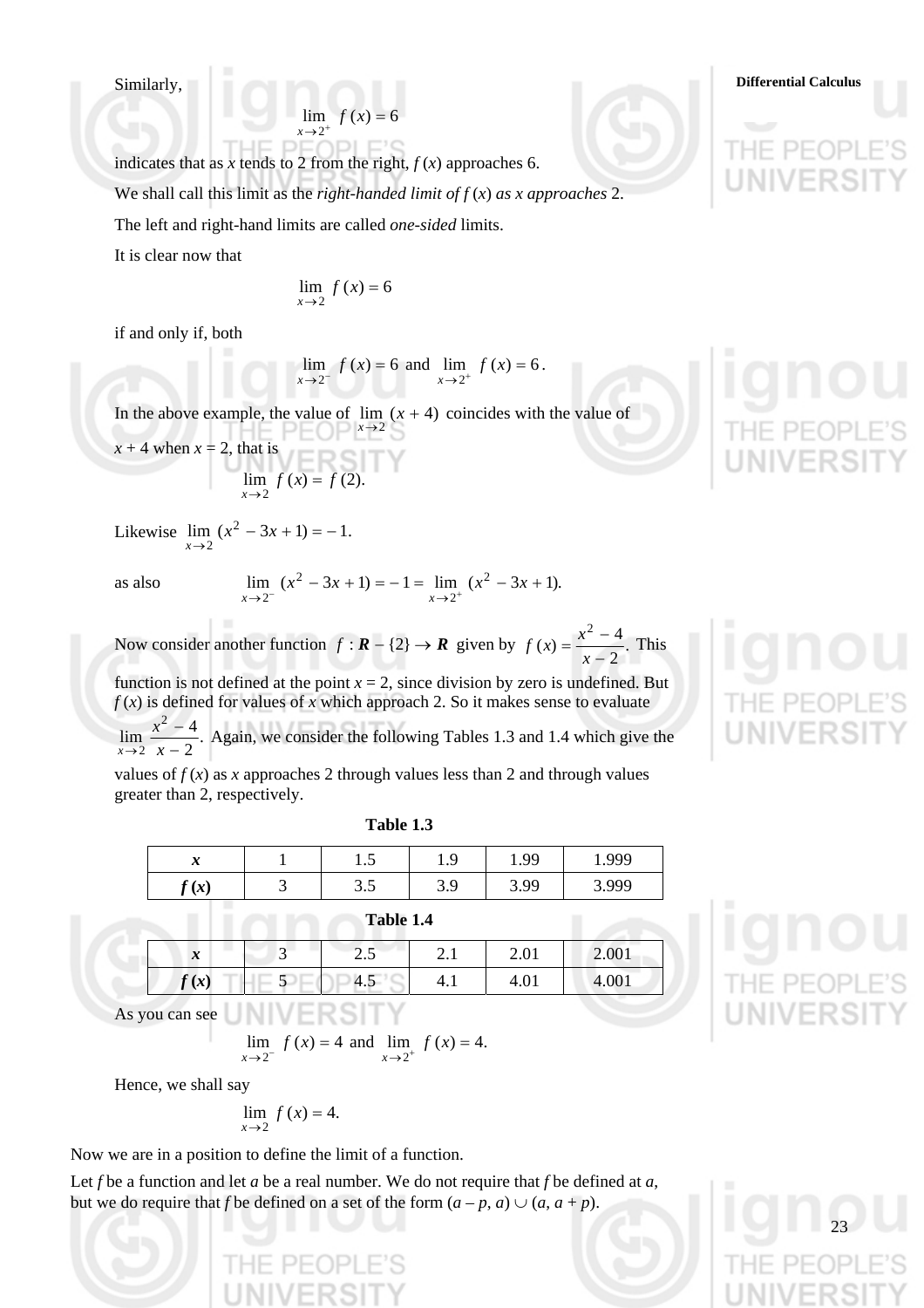Similarly,

$$\lim_{x \to 2^+} f(x) = 6$$

indicates that as $x$ tends to 2 from the right, $f(x)$ approaches 6.

We shall call this limit as the *right-handed limit of f (x) as x approaches* 2.

The left and right-hand limits are called *one-sided* limits.

It is clear now that

$$\lim_{x \to 2} f(x) = 6$$

if and only if, both

$$\lim_{x \to 2^-} f(x) = 6 \text{ and } \lim_{x \to 2^+} f(x) = 6.$$

In the above example, the value of $\lim_{x \to 2} (x + 4)$ coincides with the value of $x + 4$ when $x = 2$, that is

$$\lim_{x \to 2} f(x) = f(2).$$

Likewise $\lim_{x \to 2} (x^2 - 3x + 1) = -1.$

as also $$\lim_{x \to 2^-} (x^2 - 3x + 1) = -1 = \lim_{x \to 2^+} (x^2 - 3x + 1).$$

Now consider another function $f : \mathbf{R} - \{2\} \to \mathbf{R}$ given by $f(x) = \dfrac{x^2 - 4}{x - 2}$. This function is not defined at the point $x = 2$, since division by zero is undefined. But $f(x)$ is defined for values of $x$ which approach 2. So it makes sense to evaluate $\lim_{x \to 2} \dfrac{x^2 - 4}{x - 2}$. Again, we consider the following Tables 1.3 and 1.4 which give the values of $f(x)$ as $x$ approaches 2 through values less than 2 and through values greater than 2, respectively.

**Table 1.3**

| $x$ | 1 | 1.5 | 1.9 | 1.99 | 1.999 |
|---|---|---|---|---|---|
| $f(x)$ | 3 | 3.5 | 3.9 | 3.99 | 3.999 |

**Table 1.4**

| $x$ | 3 | 2.5 | 2.1 | 2.01 | 2.001 |
|---|---|---|---|---|---|
| $f(x)$ | 5 | 4.5 | 4.1 | 4.01 | 4.001 |

As you can see

$$\lim_{x \to 2^-} f(x) = 4 \text{ and } \lim_{x \to 2^+} f(x) = 4.$$

Hence, we shall say

$$\lim_{x \to 2} f(x) = 4.$$

Now we are in a position to define the limit of a function.

Let $f$ be a function and let $a$ be a real number. We do not require that $f$ be defined at $a$, but we do require that $f$ be defined on a set of the form $(a - p, a) \cup (a, a + p)$.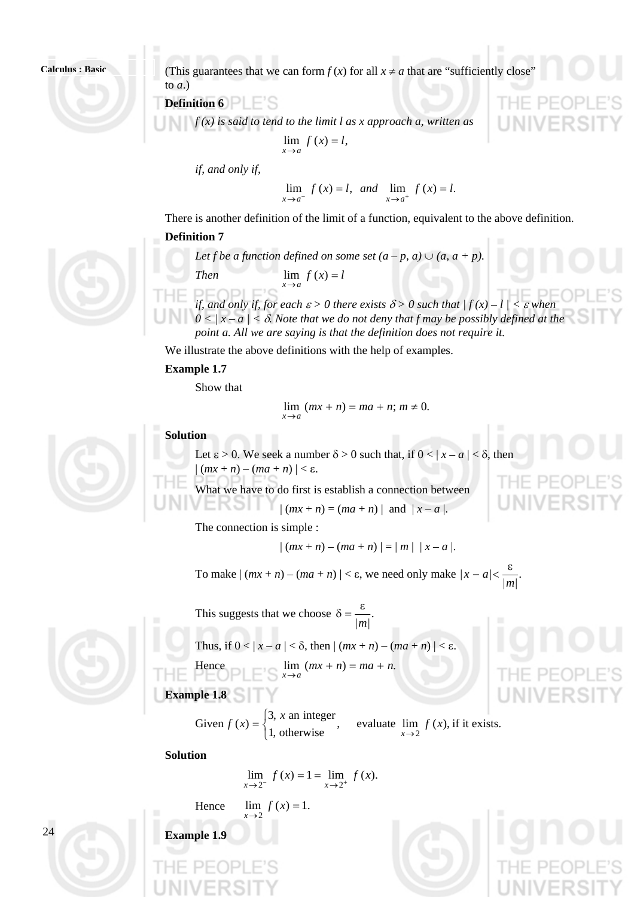(This guarantees that we can form $f(x)$ for all $x \neq a$ that are "sufficiently close" to $a$.)

**Definition 6**

*$f(x)$ is said to tend to the limit $l$ as $x$ approach $a$, written as*

$$\lim_{x \to a} f(x) = l,$$

*if, and only if,*

$$\lim_{x \to a^-} f(x) = l, \text{ and } \lim_{x \to a^+} f(x) = l.$$

There is another definition of the limit of a function, equivalent to the above definition.

**Definition 7**

*Let $f$ be a function defined on some set $(a - p, a) \cup (a, a + p)$.*

*Then* $$\lim_{x \to a} f(x) = l$$

*if, and only if, for each $\varepsilon > 0$ there exists $\delta > 0$ such that $| f(x) - l | < \varepsilon$ when $0 < | x - a | < \delta$. Note that we do not deny that $f$ may be possibly defined at the point $a$. All we are saying is that the definition does not require it.*

We illustrate the above definitions with the help of examples.

**Example 1.7**

Show that

$$\lim_{x \to a} (mx + n) = ma + n;\ m \neq 0.$$

**Solution**

Let $\varepsilon > 0$. We seek a number $\delta > 0$ such that, if $0 < | x - a | < \delta$, then $| (mx + n) - (ma + n) | < \varepsilon$.

What we have to do first is establish a connection between

$$| (mx + n) = (ma + n) | \text{ and } | x - a |.$$

The connection is simple :

$$| (mx + n) - (ma + n) | = | m |\ | x - a |.$$

To make $| (mx + n) - (ma + n) | < \varepsilon$, we need only make $|x - a| < \dfrac{\varepsilon}{|m|}$.

This suggests that we choose $\delta = \dfrac{\varepsilon}{|m|}$.

Thus, if $0 < | x - a | < \delta$, then $| (mx + n) - (ma + n) | < \varepsilon$.

Hence $$\lim_{x \to a} (mx + n) = ma + n.$$

**Example 1.8**

Given $f(x) = \begin{cases} 3, & x \text{ an integer} \\ 1, & \text{otherwise} \end{cases}$, evaluate $\lim_{x \to 2} f(x)$, if it exists.

**Solution**

$$\lim_{x \to 2^-} f(x) = 1 = \lim_{x \to 2^+} f(x).$$

Hence $$\lim_{x \to 2} f(x) = 1.$$

**Example 1.9**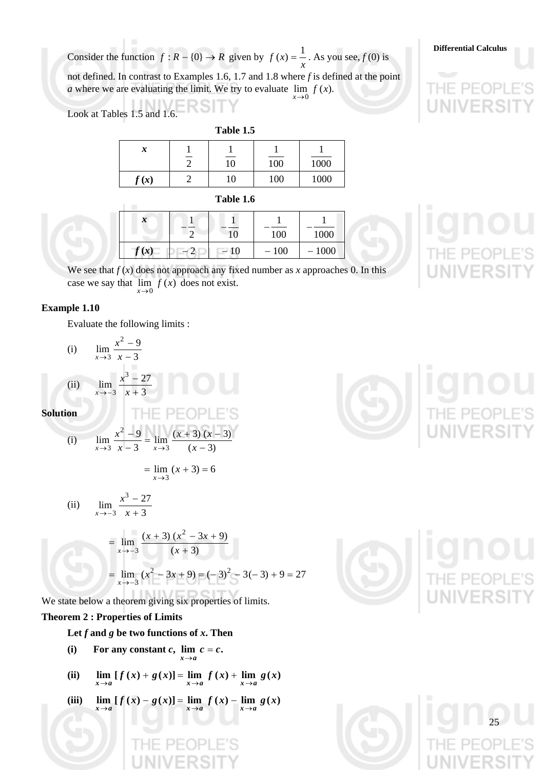Consider the function $f : R - \{0\} \to R$ given by $f(x) = \frac{1}{x}$. As you see, $f(0)$ is not defined. In contrast to Examples 1.6, 1.7 and 1.8 where $f$ is defined at the point $a$ where we are evaluating the limit. We try to evaluate $\lim_{x \to 0} f(x)$.

Look at Tables 1.5 and 1.6.

**Table 1.5**

| $x$ | $\frac{1}{2}$ | $\frac{1}{10}$ | $\frac{1}{100}$ | $\frac{1}{1000}$ |
|---|---|---|---|---|
| $f(x)$ | 2 | 10 | 100 | 1000 |

**Table 1.6**

| $x$ | $-\frac{1}{2}$ | $-\frac{1}{10}$ | $-\frac{1}{100}$ | $-\frac{1}{1000}$ |
|---|---|---|---|---|
| $f(x)$ | $-2$ | $-10$ | $-100$ | $-1000$ |

We see that $f(x)$ does not approach any fixed number as $x$ approaches 0. In this case we say that $\lim_{x \to 0} f(x)$ does not exist.

**Example 1.10**

Evaluate the following limits :

(i) $\lim_{x \to 3} \frac{x^2 - 9}{x - 3}$

(ii) $\lim_{x \to -3} \frac{x^3 - 27}{x + 3}$

**Solution**

(i) $\lim_{x \to 3} \frac{x^2 - 9}{x - 3} = \lim_{x \to 3} \frac{(x + 3)(x - 3)}{(x - 3)}$

$$= \lim_{x \to 3} (x + 3) = 6$$

(ii) $\lim_{x \to -3} \frac{x^3 - 27}{x + 3}$

$$= \lim_{x \to -3} \frac{(x + 3)(x^2 - 3x + 9)}{(x + 3)}$$

$$= \lim_{x \to -3} (x^2 - 3x + 9) = (-3)^2 - 3(-3) + 9 = 27$$

We state below a theorem giving six properties of limits.

**Theorem 2 : Properties of Limits**

**Let $f$ and $g$ be two functions of $x$. Then**

**(i)** **For any constant $c$, $\lim_{x \to a} c = c$.**

**(ii)** $\lim_{x \to a} [f(x) + g(x)] = \lim_{x \to a} f(x) + \lim_{x \to a} g(x)$

**(iii)** $\lim_{x \to a} [f(x) - g(x)] = \lim_{x \to a} f(x) - \lim_{x \to a} g(x)$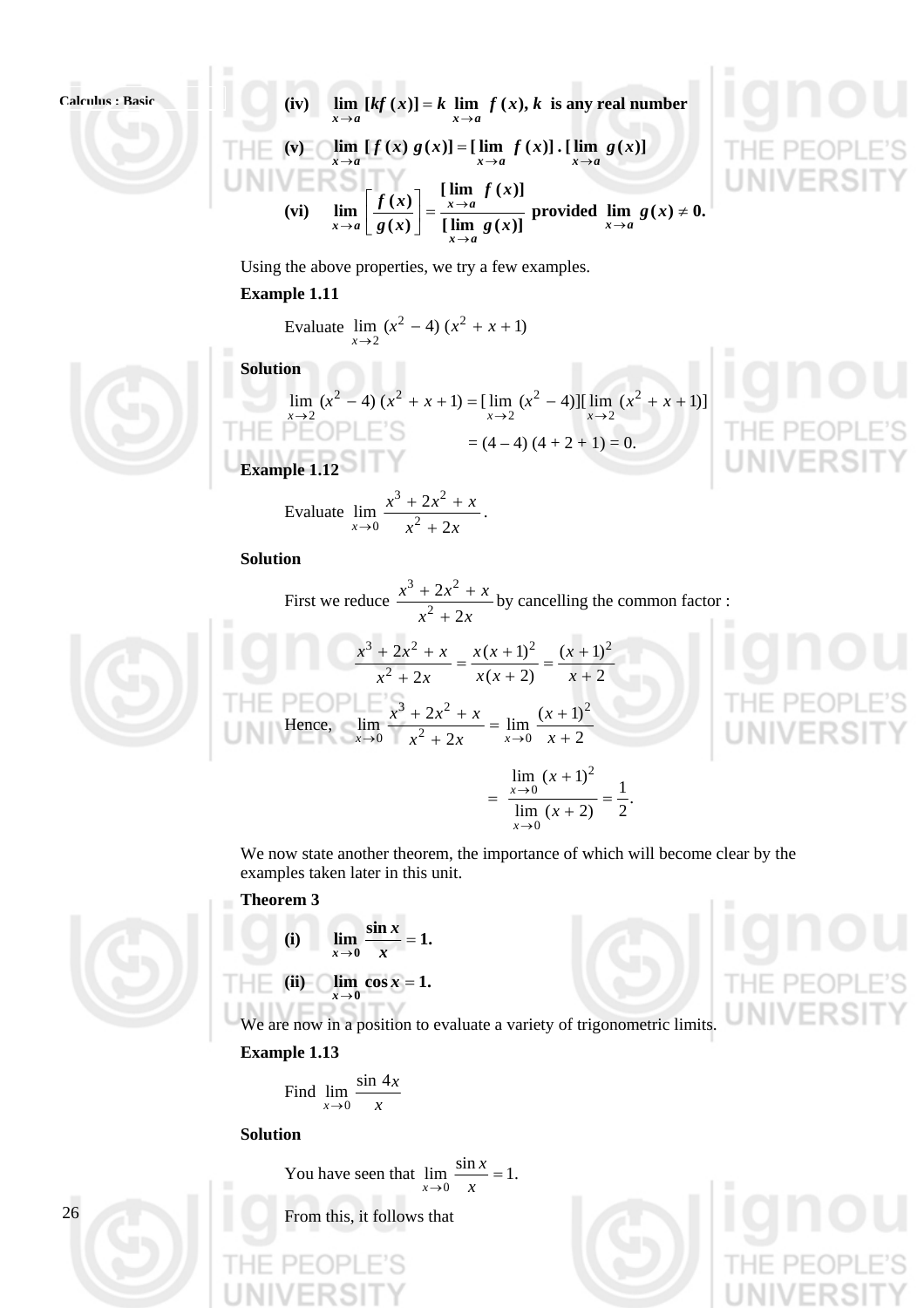(iv) $\lim_{x \to a} [kf(x)] = k \lim_{x \to a} f(x)$, $k$ **is any real number**

(v) $\lim_{x \to a} [f(x)\, g(x)] = [\lim_{x \to a} f(x)] \cdot [\lim_{x \to a} g(x)]$

(vi) $\lim_{x \to a} \left[\dfrac{f(x)}{g(x)}\right] = \dfrac{[\lim_{x \to a} f(x)]}{[\lim_{x \to a} g(x)]}$ **provided** $\lim_{x \to a} g(x) \neq 0.$

Using the above properties, we try a few examples.

**Example 1.11**

Evaluate $\lim_{x \to 2} (x^2 - 4)(x^2 + x + 1)$

**Solution**

$$\lim_{x \to 2} (x^2 - 4)(x^2 + x + 1) = [\lim_{x \to 2} (x^2 - 4)][\lim_{x \to 2} (x^2 + x + 1)]$$

$$= (4 - 4)(4 + 2 + 1) = 0.$$

**Example 1.12**

Evaluate $\lim_{x \to 0} \dfrac{x^3 + 2x^2 + x}{x^2 + 2x}$.

**Solution**

First we reduce $\dfrac{x^3 + 2x^2 + x}{x^2 + 2x}$ by cancelling the common factor :

$$\frac{x^3 + 2x^2 + x}{x^2 + 2x} = \frac{x(x+1)^2}{x(x+2)} = \frac{(x+1)^2}{x+2}$$

Hence, $\lim_{x \to 0} \dfrac{x^3 + 2x^2 + x}{x^2 + 2x} = \lim_{x \to 0} \dfrac{(x+1)^2}{x+2}$

$$= \frac{\lim_{x \to 0} (x+1)^2}{\lim_{x \to 0} (x+2)} = \frac{1}{2}.$$

We now state another theorem, the importance of which will become clear by the examples taken later in this unit.

**Theorem 3**

(i) $\lim_{x \to 0} \dfrac{\sin x}{x} = 1.$

(ii) $\lim_{x \to 0} \cos x = 1.$

We are now in a position to evaluate a variety of trigonometric limits.

**Example 1.13**

Find $\lim_{x \to 0} \dfrac{\sin 4x}{x}$

**Solution**

You have seen that $\lim_{x \to 0} \dfrac{\sin x}{x} = 1.$

From this, it follows that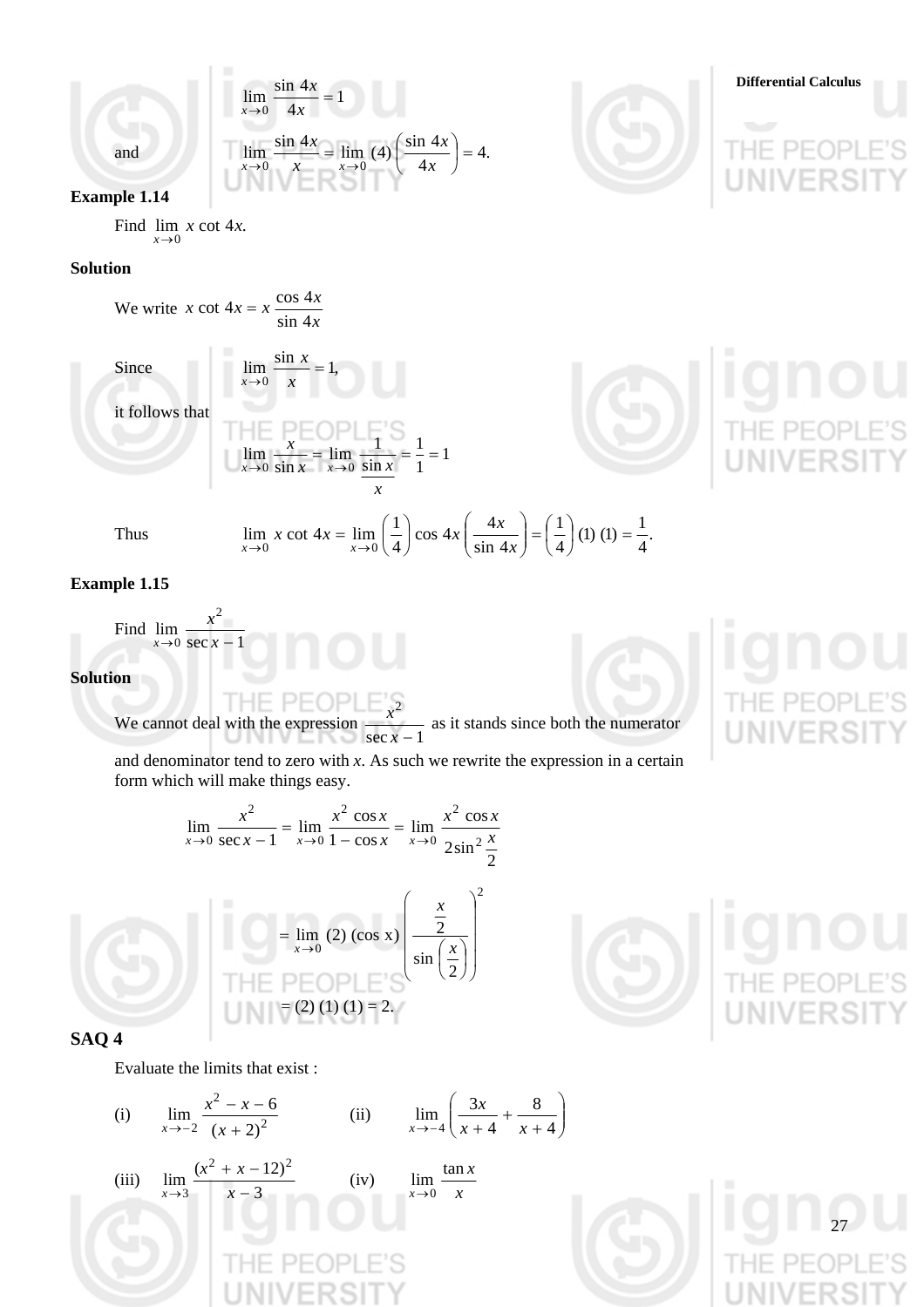$$\lim_{x \to 0} \frac{\sin 4x}{4x} = 1$$

and $$\lim_{x \to 0} \frac{\sin 4x}{x} = \lim_{x \to 0} (4) \left( \frac{\sin 4x}{4x} \right) = 4.$$

**Example 1.14**

Find $\lim_{x \to 0} x \cot 4x$.

**Solution**

We write $x \cot 4x = x \dfrac{\cos 4x}{\sin 4x}$

Since $$\lim_{x \to 0} \frac{\sin x}{x} = 1,$$

it follows that

$$\lim_{x \to 0} \frac{x}{\sin x} = \lim_{x \to 0} \frac{1}{\dfrac{\sin x}{x}} = \frac{1}{1} = 1$$

Thus $$\lim_{x \to 0} x \cot 4x = \lim_{x \to 0} \left( \frac{1}{4} \right) \cos 4x \left( \frac{4x}{\sin 4x} \right) = \left( \frac{1}{4} \right) (1)\,(1) = \frac{1}{4}.$$

**Example 1.15**

Find $\lim_{x \to 0} \dfrac{x^2}{\sec x - 1}$

**Solution**

We cannot deal with the expression $\dfrac{x^2}{\sec x - 1}$ as it stands since both the numerator and denominator tend to zero with $x$. As such we rewrite the expression in a certain form which will make things easy.

$$\lim_{x \to 0} \frac{x^2}{\sec x - 1} = \lim_{x \to 0} \frac{x^2 \cos x}{1 - \cos x} = \lim_{x \to 0} \frac{x^2 \cos x}{2 \sin^2 \dfrac{x}{2}}$$

$$= \lim_{x \to 0} (2)\,(\cos x) \left( \frac{\dfrac{x}{2}}{\sin \left( \dfrac{x}{2} \right)} \right)^2$$

$$= (2)\,(1)\,(1) = 2.$$

**SAQ 4**

Evaluate the limits that exist :

(i) $\lim_{x \to -2} \dfrac{x^2 - x - 6}{(x + 2)^2}$ (ii) $\lim_{x \to -4} \left( \dfrac{3x}{x + 4} + \dfrac{8}{x + 4} \right)$

(iii) $\lim_{x \to 3} \dfrac{(x^2 + x - 12)^2}{x - 3}$ (iv) $\lim_{x \to 0} \dfrac{\tan x}{x}$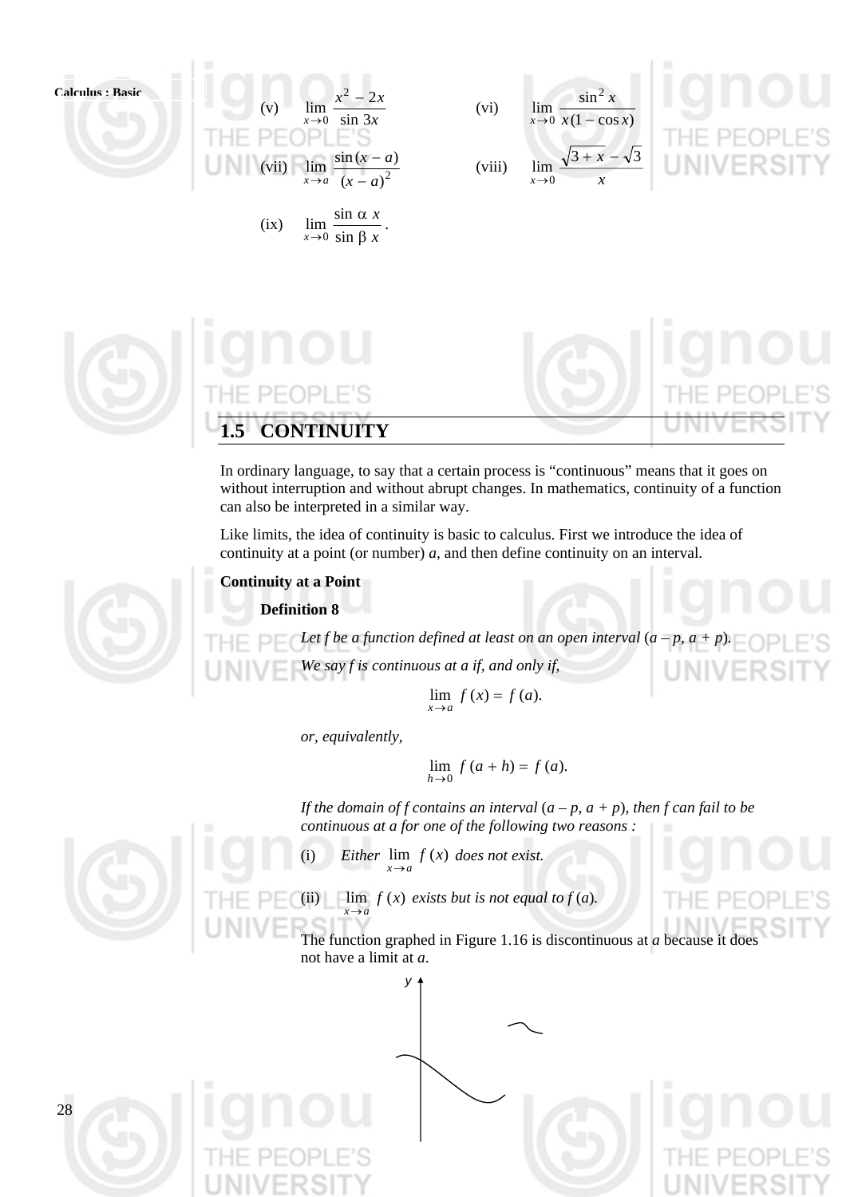(v) $\lim_{x \to 0} \frac{x^2 - 2x}{\sin 3x}$  (vi) $\lim_{x \to 0} \frac{\sin^2 x}{x(1 - \cos x)}$

(vii) $\lim_{x \to a} \frac{\sin(x - a)}{(x - a)^2}$  (viii) $\lim_{x \to 0} \frac{\sqrt{3 + x} - \sqrt{3}}{x}$

(ix) $\lim_{x \to 0} \frac{\sin \alpha x}{\sin \beta x}$.

## 1.5 CONTINUITY

In ordinary language, to say that a certain process is "continuous" means that it goes on without interruption and without abrupt changes. In mathematics, continuity of a function can also be interpreted in a similar way.

Like limits, the idea of continuity is basic to calculus. First we introduce the idea of continuity at a point (or number) *a*, and then define continuity on an interval.

**Continuity at a Point**

**Definition 8**

*Let f be a function defined at least on an open interval* $(a - p, a + p)$.

*We say f is continuous at a if, and only if,*

$$\lim_{x \to a} f(x) = f(a).$$

*or, equivalently,*

$$\lim_{h \to 0} f(a + h) = f(a).$$

*If the domain of f contains an interval* $(a - p, a + p)$, *then f can fail to be continuous at a for one of the following two reasons :*

(i) *Either* $\lim_{x \to a} f(x)$ *does not exist.*

(ii) $\lim_{x \to a} f(x)$ *exists but is not equal to* $f(a)$.

The function graphed in Figure 1.16 is discontinuous at *a* because it does not have a limit at *a*.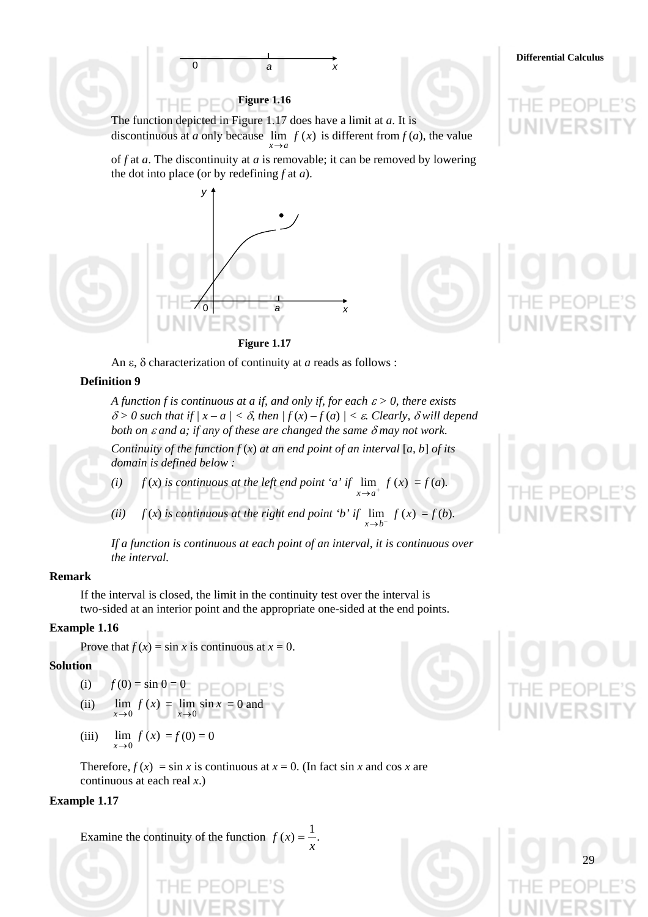**Figure 1.16**

The function depicted in Figure 1.17 does have a limit at $a$. It is discontinuous at $a$ only because $\lim_{x \to a} f(x)$ is different from $f(a)$, the value of $f$ at $a$. The discontinuity at $a$ is removable; it can be removed by lowering the dot into place (or by redefining $f$ at $a$).

**Figure 1.17**

An $\varepsilon$, $\delta$ characterization of continuity at $a$ reads as follows :

**Definition 9**

*A function f is continuous at a if, and only if, for each $\varepsilon > 0$, there exists $\delta > 0$ such that if $|x - a| < \delta$, then $|f(x) - f(a)| < \varepsilon$. Clearly, $\delta$ will depend both on $\varepsilon$ and a; if any of these are changed the same $\delta$ may not work.*

*Continuity of the function $f(x)$ at an end point of an interval $[a, b]$ of its domain is defined below :*

*(i) $f(x)$ is continuous at the left end point 'a' if $\lim_{x \to a^+} f(x) = f(a)$.*

*(ii) $f(x)$ is continuous at the right end point 'b' if $\lim_{x \to b^-} f(x) = f(b)$.*

*If a function is continuous at each point of an interval, it is continuous over the interval.*

**Remark**

If the interval is closed, the limit in the continuity test over the interval is two-sided at an interior point and the appropriate one-sided at the end points.

**Example 1.16**

Prove that $f(x) = \sin x$ is continuous at $x = 0$.

**Solution**

(i) $f(0) = \sin 0 = 0$

(ii) $\lim_{x \to 0} f(x) = \lim_{x \to 0} \sin x = 0$ and

(iii) $\lim_{x \to 0} f(x) = f(0) = 0$

Therefore, $f(x) = \sin x$ is continuous at $x = 0$. (In fact $\sin x$ and $\cos x$ are continuous at each real $x$.)

**Example 1.17**

Examine the continuity of the function $f(x) = \dfrac{1}{x}$.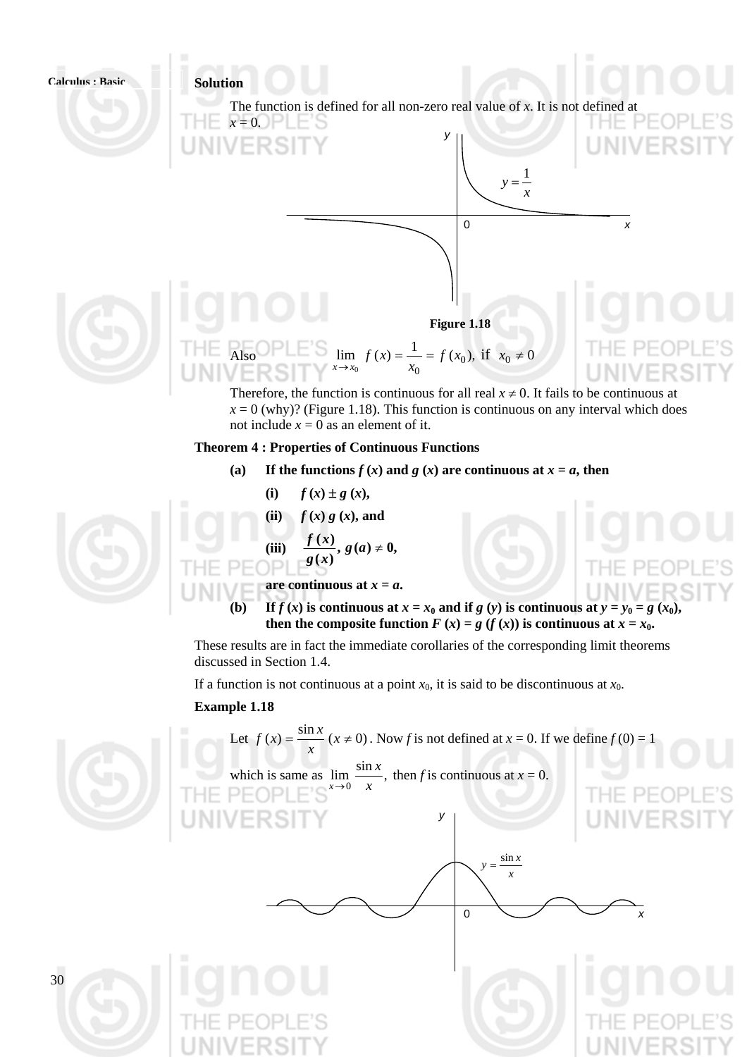**Solution**

The function is defined for all non-zero real value of $x$. It is not defined at $x = 0$.

Figure 1.18

Also $\lim_{x \to x_0} f(x) = \frac{1}{x_0} = f(x_0)$, if $x_0 \neq 0$

Therefore, the function is continuous for all real $x \neq 0$. It fails to be continuous at $x = 0$ (why)? (Figure 1.18). This function is continuous on any interval which does not include $x = 0$ as an element of it.

**Theorem 4 : Properties of Continuous Functions**

**(a) If the functions $f(x)$ and $g(x)$ are continuous at $x = a$, then**

**(i) $f(x) \pm g(x)$,**

**(ii) $f(x)\, g(x)$, and**

**(iii) $\frac{f(x)}{g(x)}$, $g(a) \neq 0$,**

**are continuous at $x = a$.**

**(b) If $f(x)$ is continuous at $x = x_0$ and if $g(y)$ is continuous at $y = y_0 = g(x_0)$, then the composite function $F(x) = g(f(x))$ is continuous at $x = x_0$.**

These results are in fact the immediate corollaries of the corresponding limit theorems discussed in Section 1.4.

If a function is not continuous at a point $x_0$, it is said to be discontinuous at $x_0$.

**Example 1.18**

Let $f(x) = \frac{\sin x}{x}\ (x \neq 0)$. Now $f$ is not defined at $x = 0$. If we define $f(0) = 1$ which is same as $\lim_{x \to 0} \frac{\sin x}{x}$, then $f$ is continuous at $x = 0$.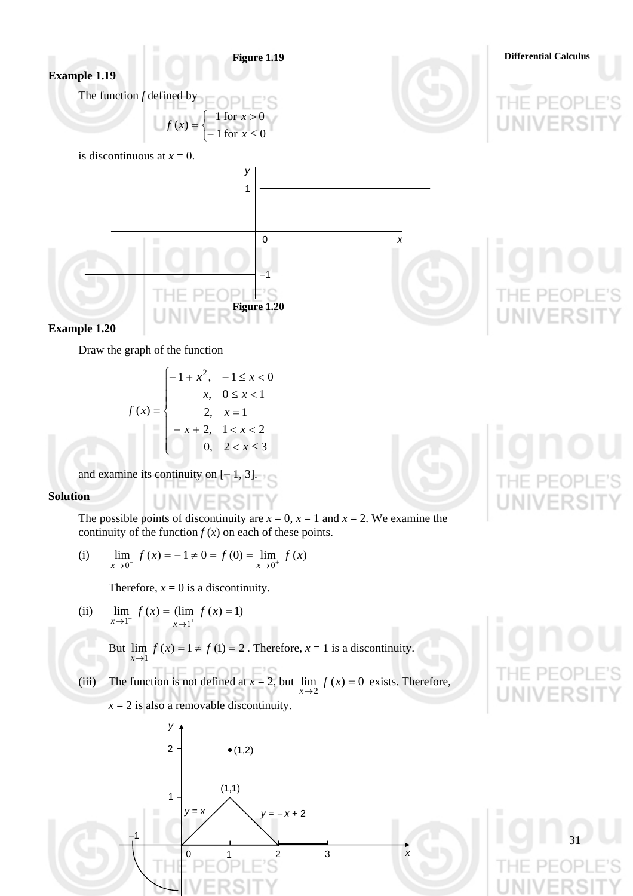Figure 1.19

**Example 1.19**

The function $f$ defined by

$$f(x) = \begin{cases} 1 \text{ for } x > 0 \\ -1 \text{ for } x \le 0 \end{cases}$$

is discontinuous at $x = 0$.

Figure 1.20

**Example 1.20**

Draw the graph of the function

$$f(x) = \begin{cases} -1 + x^2, & -1 \le x < 0 \\ x, & 0 \le x < 1 \\ 2, & x = 1 \\ -x + 2, & 1 < x < 2 \\ 0, & 2 < x \le 3 \end{cases}$$

and examine its continuity on $[-1, 3]$.

**Solution**

The possible points of discontinuity are $x = 0$, $x = 1$ and $x = 2$. We examine the continuity of the function $f(x)$ on each of these points.

(i) $\lim\limits_{x \to 0^-} f(x) = -1 \ne 0 = f(0) = \lim\limits_{x \to 0^+} f(x)$

Therefore, $x = 0$ is a discontinuity.

(ii) $\lim\limits_{x \to 1^-} f(x) = (\lim\limits_{x \to 1^+} f(x) = 1)$

But $\lim\limits_{x \to 1} f(x) = 1 \ne f(1) = 2$ . Therefore, $x = 1$ is a discontinuity.

(iii) The function is not defined at $x = 2$, but $\lim\limits_{x \to 2} f(x) = 0$ exists. Therefore, $x = 2$ is also a removable discontinuity.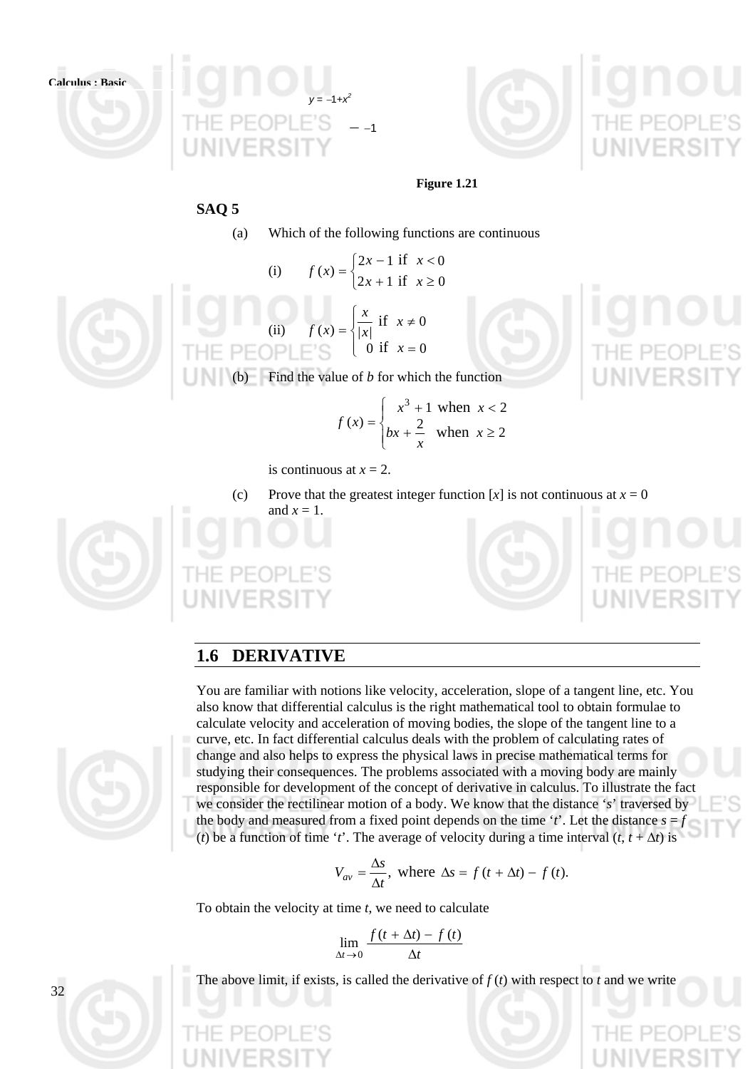$y = -1+x^2$

$-1$

Figure 1.21

**SAQ 5**

(a) Which of the following functions are continuous

(i) $f(x) = \begin{cases} 2x - 1 & \text{if } x < 0 \\ 2x + 1 & \text{if } x \geq 0 \end{cases}$

(ii) $f(x) = \begin{cases} \dfrac{x}{|x|} & \text{if } x \neq 0 \\ 0 & \text{if } x = 0 \end{cases}$

(b) Find the value of $b$ for which the function

$$f(x) = \begin{cases} x^3 + 1 & \text{when } x < 2 \\ bx + \dfrac{2}{x} & \text{when } x \geq 2 \end{cases}$$

is continuous at $x = 2$.

(c) Prove that the greatest integer function $[x]$ is not continuous at $x = 0$ and $x = 1$.

## 1.6 DERIVATIVE

You are familiar with notions like velocity, acceleration, slope of a tangent line, etc. You also know that differential calculus is the right mathematical tool to obtain formulae to calculate velocity and acceleration of moving bodies, the slope of the tangent line to a curve, etc. In fact differential calculus deals with the problem of calculating rates of change and also helps to express the physical laws in precise mathematical terms for studying their consequences. The problems associated with a moving body are mainly responsible for development of the concept of derivative in calculus. To illustrate the fact we consider the rectilinear motion of a body. We know that the distance '$s$' traversed by the body and measured from a fixed point depends on the time '$t$'. Let the distance $s = f(t)$ be a function of time '$t$'. The average of velocity during a time interval $(t, t + \Delta t)$ is

$$V_{av} = \frac{\Delta s}{\Delta t}, \text{ where } \Delta s = f(t + \Delta t) - f(t).$$

To obtain the velocity at time $t$, we need to calculate

$$\lim_{\Delta t \to 0} \frac{f(t + \Delta t) - f(t)}{\Delta t}$$

The above limit, if exists, is called the derivative of $f(t)$ with respect to $t$ and we write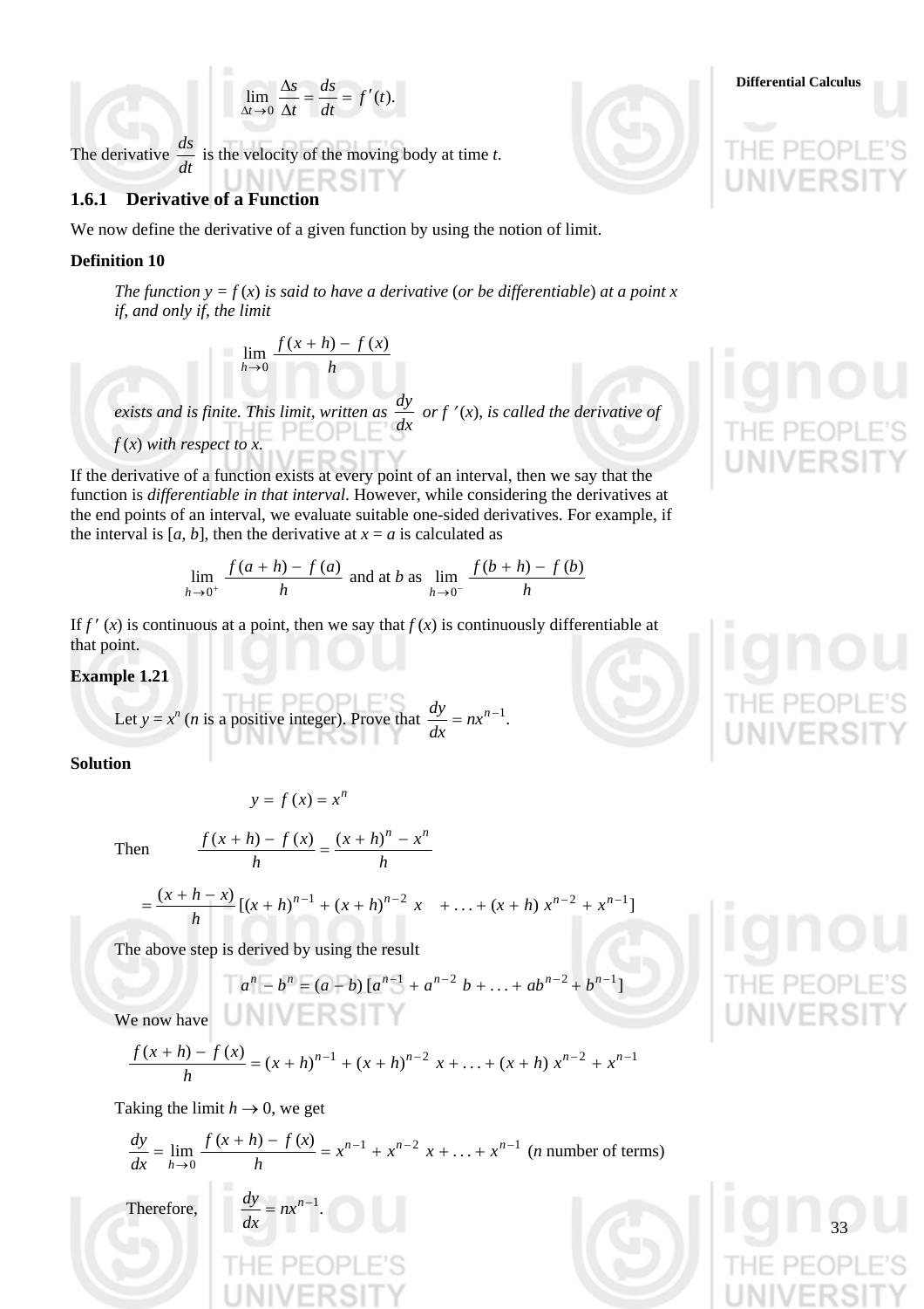$$\lim_{\Delta t \to 0} \frac{\Delta s}{\Delta t} = \frac{ds}{dt} = f'(t).$$

The derivative $\frac{ds}{dt}$ is the velocity of the moving body at time $t$.

### 1.6.1 Derivative of a Function

We now define the derivative of a given function by using the notion of limit.

**Definition 10**

*The function $y = f(x)$ is said to have a derivative (or be differentiable) at a point $x$ if, and only if, the limit*

$$\lim_{h \to 0} \frac{f(x+h) - f(x)}{h}$$

*exists and is finite. This limit, written as $\frac{dy}{dx}$ or $f'(x)$, is called the derivative of $f(x)$ with respect to $x$.*

If the derivative of a function exists at every point of an interval, then we say that the function is *differentiable in that interval*. However, while considering the derivatives at the end points of an interval, we evaluate suitable one-sided derivatives. For example, if the interval is $[a, b]$, then the derivative at $x = a$ is calculated as

$$\lim_{h \to 0^+} \frac{f(a+h) - f(a)}{h} \text{ and at } b \text{ as } \lim_{h \to 0^-} \frac{f(b+h) - f(b)}{h}$$

If $f'(x)$ is continuous at a point, then we say that $f(x)$ is continuously differentiable at that point.

**Example 1.21**

Let $y = x^n$ ($n$ is a positive integer). Prove that $\frac{dy}{dx} = nx^{n-1}$.

**Solution**

$$y = f(x) = x^n$$

Then $$\frac{f(x+h) - f(x)}{h} = \frac{(x+h)^n - x^n}{h}$$

$$= \frac{(x+h-x)}{h} [(x+h)^{n-1} + (x+h)^{n-2}\, x + \ldots + (x+h)\, x^{n-2} + x^{n-1}]$$

The above step is derived by using the result

$$a^n - b^n = (a-b)\,[a^{n-1} + a^{n-2}\, b + \ldots + ab^{n-2} + b^{n-1}]$$

We now have

$$\frac{f(x+h) - f(x)}{h} = (x+h)^{n-1} + (x+h)^{n-2}\, x + \ldots + (x+h)\, x^{n-2} + x^{n-1}$$

Taking the limit $h \to 0$, we get

$$\frac{dy}{dx} = \lim_{h \to 0} \frac{f(x+h) - f(x)}{h} = x^{n-1} + x^{n-2}\, x + \ldots + x^{n-1} \text{ ($n$ number of terms)}$$

Therefore, $$\frac{dy}{dx} = nx^{n-1}.$$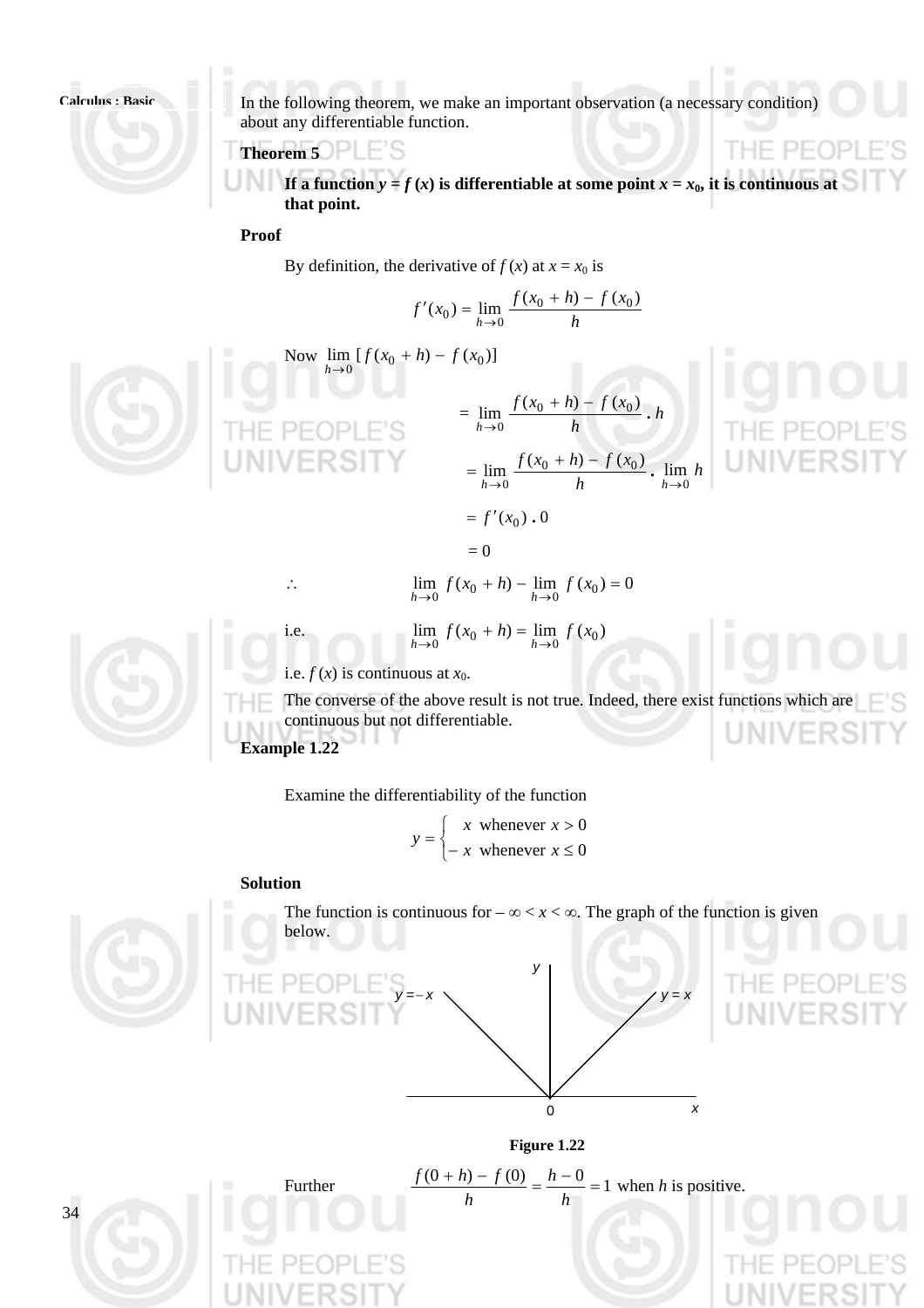In the following theorem, we make an important observation (a necessary condition) about any differentiable function.

**Theorem 5**

**If a function $y = f(x)$ is differentiable at some point $x = x_0$, it is continuous at that point.**

**Proof**

By definition, the derivative of $f(x)$ at $x = x_0$ is

$$f'(x_0) = \lim_{h \to 0} \frac{f(x_0 + h) - f(x_0)}{h}$$

Now $\lim_{h \to 0} [f(x_0 + h) - f(x_0)]$

$$= \lim_{h \to 0} \frac{f(x_0 + h) - f(x_0)}{h} \cdot h$$

$$= \lim_{h \to 0} \frac{f(x_0 + h) - f(x_0)}{h} \cdot \lim_{h \to 0} h$$

$$= f'(x_0) \cdot 0$$

$$= 0$$

$\therefore$ $$\lim_{h \to 0} f(x_0 + h) - \lim_{h \to 0} f(x_0) = 0$$

i.e. $$\lim_{h \to 0} f(x_0 + h) = \lim_{h \to 0} f(x_0)$$

i.e. $f(x)$ is continuous at $x_0$.

The converse of the above result is not true. Indeed, there exist functions which are continuous but not differentiable.

**Example 1.22**

Examine the differentiability of the function

$$y = \begin{cases} x & \text{whenever } x > 0 \\ -x & \text{whenever } x \le 0 \end{cases}$$

**Solution**

The function is continuous for $-\infty < x < \infty$. The graph of the function is given below.

**Figure 1.22**

Further $$\frac{f(0 + h) - f(0)}{h} = \frac{h - 0}{h} = 1 \text{ when } h \text{ is positive.}$$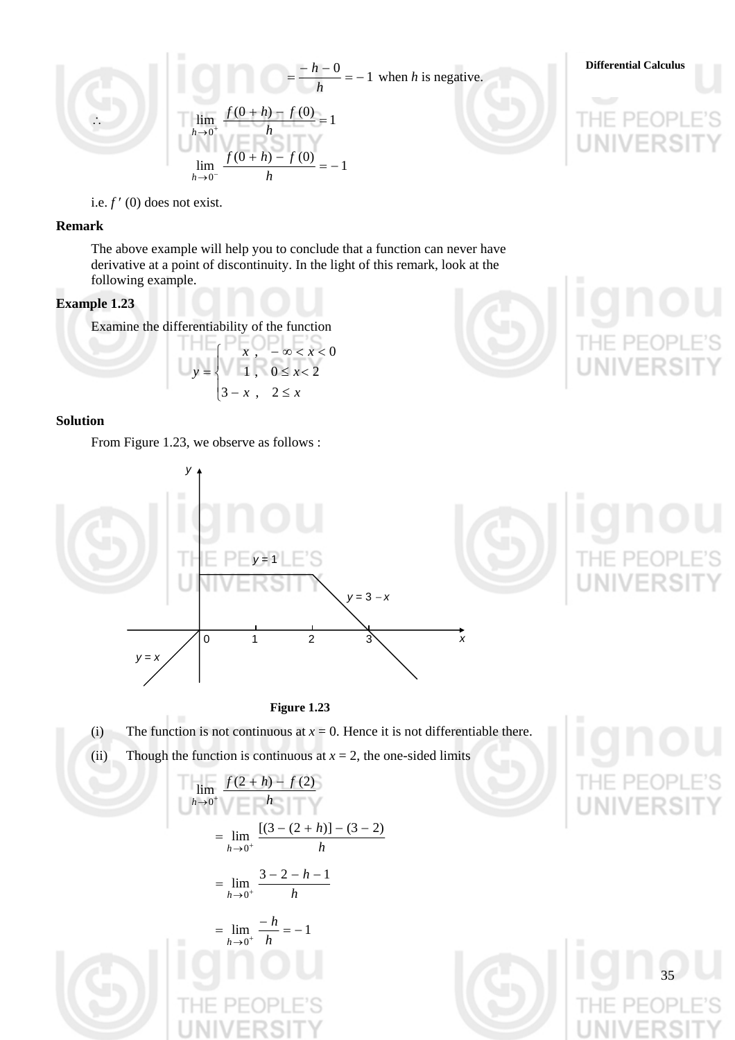$$= \frac{-h-0}{h} = -1 \text{ when } h \text{ is negative.}$$

$$\therefore \quad \lim_{h \to 0^+} \frac{f(0+h) - f(0)}{h} = 1$$

$$\lim_{h \to 0^-} \frac{f(0+h) - f(0)}{h} = -1$$

i.e. $f'(0)$ does not exist.

**Remark**

The above example will help you to conclude that a function can never have derivative at a point of discontinuity. In the light of this remark, look at the following example.

**Example 1.23**

Examine the differentiability of the function

$$y = \begin{cases} x, & -\infty < x < 0 \\ 1, & 0 \le x < 2 \\ 3 - x, & 2 \le x \end{cases}$$

**Solution**

From Figure 1.23, we observe as follows :

Figure 1.23

(i) The function is not continuous at $x = 0$. Hence it is not differentiable there.

(ii) Though the function is continuous at $x = 2$, the one-sided limits

$$\lim_{h \to 0^+} \frac{f(2+h) - f(2)}{h}$$

$$= \lim_{h \to 0^+} \frac{[(3-(2+h)] - (3-2)}{h}$$

$$= \lim_{h \to 0^+} \frac{3-2-h-1}{h}$$

$$= \lim_{h \to 0^+} \frac{-h}{h} = -1$$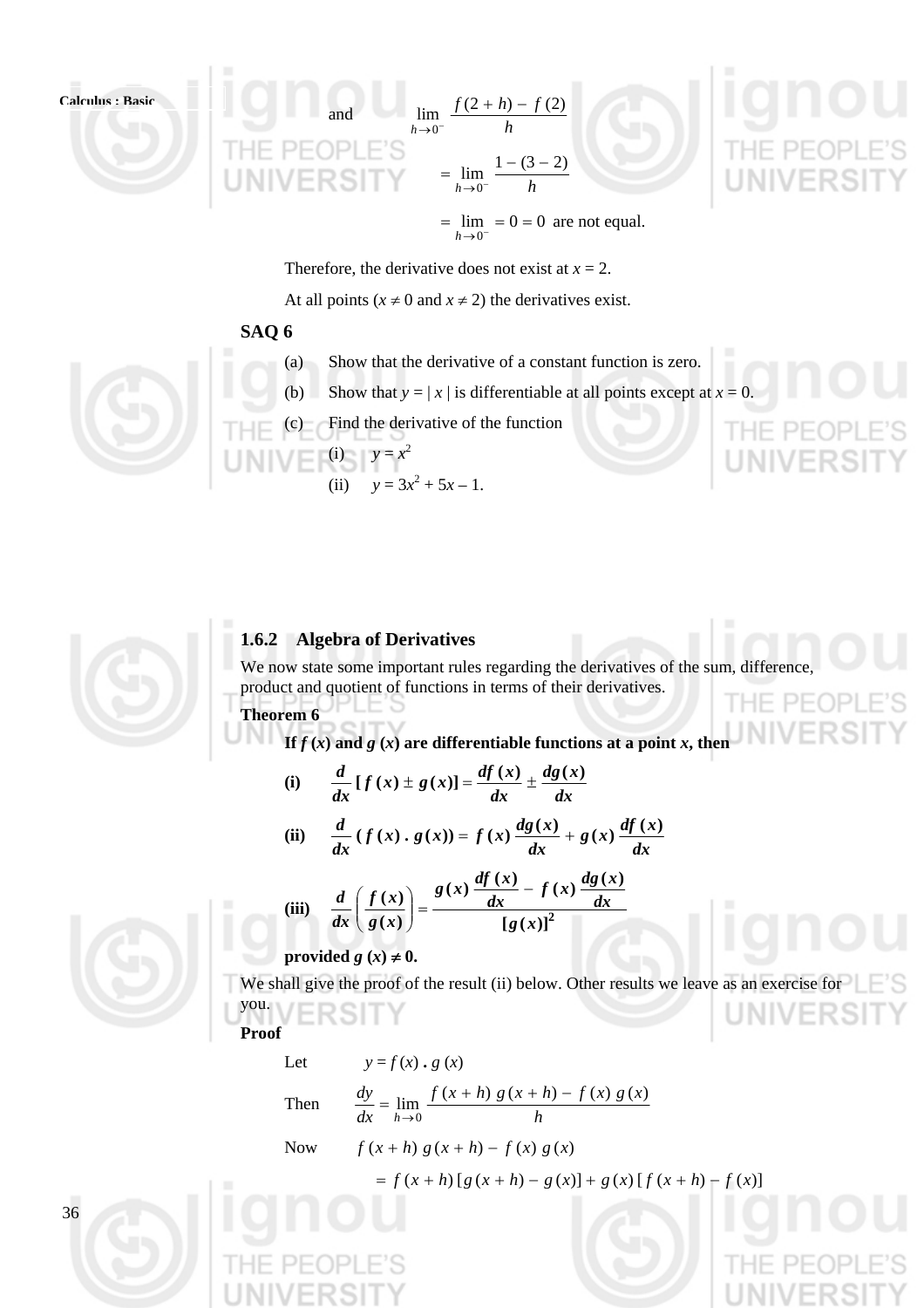and $\lim_{h \to 0^-} \frac{f(2+h) - f(2)}{h}$

$$= \lim_{h \to 0^-} \frac{1 - (3-2)}{h}$$

$$= \lim_{h \to 0^-} = 0 = 0 \text{ are not equal.}$$

Therefore, the derivative does not exist at $x = 2$.

At all points ($x \neq 0$ and $x \neq 2$) the derivatives exist.

**SAQ 6**

(a) Show that the derivative of a constant function is zero.

(b) Show that $y = |x|$ is differentiable at all points except at $x = 0$.

(c) Find the derivative of the function

(i) $y = x^2$

(ii) $y = 3x^2 + 5x - 1$.

### 1.6.2 Algebra of Derivatives

We now state some important rules regarding the derivatives of the sum, difference, product and quotient of functions in terms of their derivatives.

**Theorem 6**

**If $f(x)$ and $g(x)$ are differentiable functions at a point $x$, then**

**(i)** $$\frac{d}{dx}[f(x) \pm g(x)] = \frac{df(x)}{dx} \pm \frac{dg(x)}{dx}$$

**(ii)** $$\frac{d}{dx}(f(x) \,.\, g(x)) = f(x)\frac{dg(x)}{dx} + g(x)\frac{df(x)}{dx}$$

**(iii)** $$\frac{d}{dx}\left(\frac{f(x)}{g(x)}\right) = \frac{g(x)\dfrac{df(x)}{dx} - f(x)\dfrac{dg(x)}{dx}}{[g(x)]^2}$$

**provided $g(x) \neq 0$.**

We shall give the proof of the result (ii) below. Other results we leave as an exercise for you.

**Proof**

Let $y = f(x) \,.\, g(x)$

Then $$\frac{dy}{dx} = \lim_{h \to 0} \frac{f(x+h)\,g(x+h) - f(x)\,g(x)}{h}$$

Now $f(x+h)\,g(x+h) - f(x)\,g(x)$

$$= f(x+h)\,[g(x+h) - g(x)] + g(x)\,[f(x+h) - f(x)]$$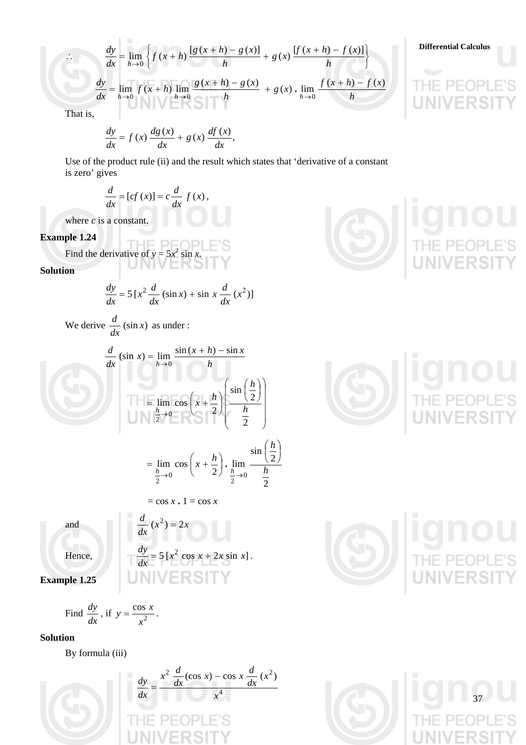$$\therefore \qquad \frac{dy}{dx} = \lim_{h \to 0} \left\{ f(x+h) \frac{[g(x+h) - g(x)]}{h} + g(x) \frac{[f(x+h) - f(x)]}{h} \right\}$$

$$\frac{dy}{dx} = \lim_{h \to 0} f(x+h) \lim_{h \to 0} \frac{g(x+h) - g(x)}{h} + g(x) \cdot \lim_{h \to 0} \frac{f(x+h) - f(x)}{h}$$

That is,

$$\frac{dy}{dx} = f(x) \frac{dg(x)}{dx} + g(x) \frac{df(x)}{dx},$$

Use of the product rule (ii) and the result which states that 'derivative of a constant is zero' gives

$$\frac{d}{dx} = [cf(x)] = c \frac{d}{dx} f(x),$$

where $c$ is a constant.

**Example 1.24**

Find the derivative of $y = 5x^2 \sin x$.

**Solution**

$$\frac{dy}{dx} = 5 \left[ x^2 \frac{d}{dx} (\sin x) + \sin x \frac{d}{dx} (x^2) \right]$$

We derive $\frac{d}{dx} (\sin x)$ as under :

$$\frac{d}{dx} (\sin x) = \lim_{h \to 0} \frac{\sin(x+h) - \sin x}{h}$$

$$= \lim_{\frac{h}{2} \to 0} \cos\left(x + \frac{h}{2}\right) \left( \frac{\sin\left(\frac{h}{2}\right)}{\frac{h}{2}} \right)$$

$$= \lim_{\frac{h}{2} \to 0} \cos\left(x + \frac{h}{2}\right) \cdot \lim_{\frac{h}{2} \to 0} \frac{\sin\left(\frac{h}{2}\right)}{\frac{h}{2}}$$

$$= \cos x \cdot 1 = \cos x$$

and $\qquad \frac{d}{dx} (x^2) = 2x$

Hence, $\qquad \frac{dy}{dx} = 5 [x^2 \cos x + 2x \sin x]$.

**Example 1.25**

Find $\frac{dy}{dx}$, if $y = \frac{\cos x}{x^2}$.

**Solution**

By formula (iii)

$$\frac{dy}{dx} = \frac{x^2 \frac{d}{dx} (\cos x) - \cos x \frac{d}{dx} (x^2)}{x^4}$$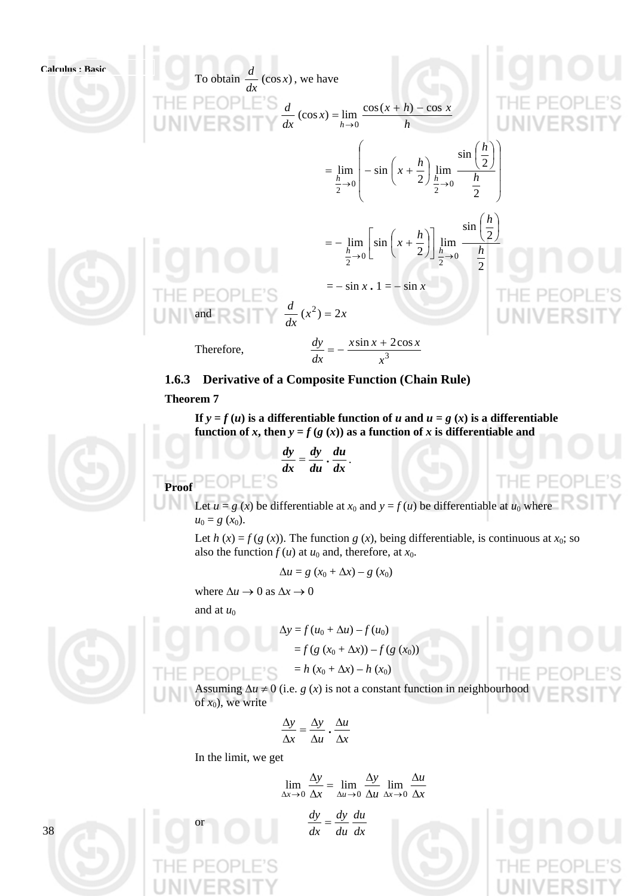To obtain $\frac{d}{dx}(\cos x)$, we have

$$\frac{d}{dx}(\cos x) = \lim_{h \to 0} \frac{\cos(x+h) - \cos x}{h}$$

$$= \lim_{\frac{h}{2} \to 0} \left( -\sin\left(x + \frac{h}{2}\right) \lim_{\frac{h}{2} \to 0} \frac{\sin\left(\frac{h}{2}\right)}{\frac{h}{2}} \right)$$

$$= -\lim_{\frac{h}{2} \to 0} \left[ \sin\left(x + \frac{h}{2}\right) \right] \lim_{\frac{h}{2} \to 0} \frac{\sin\left(\frac{h}{2}\right)}{\frac{h}{2}}$$

$$= -\sin x \,.\, 1 = -\sin x$$

and $\frac{d}{dx}(x^2) = 2x$

Therefore, $$\frac{dy}{dx} = -\frac{x \sin x + 2\cos x}{x^3}$$

### 1.6.3 Derivative of a Composite Function (Chain Rule)

**Theorem 7**

**If $y = f(u)$ is a differentiable function of $u$ and $u = g(x)$ is a differentiable function of $x$, then $y = f(g(x))$ as a function of $x$ is differentiable and**

$$\frac{dy}{dx} = \frac{dy}{du} \cdot \frac{du}{dx}.$$

**Proof**

Let $u = g(x)$ be differentiable at $x_0$ and $y = f(u)$ be differentiable at $u_0$ where $u_0 = g(x_0)$.

Let $h(x) = f(g(x))$. The function $g(x)$, being differentiable, is continuous at $x_0$; so also the function $f(u)$ at $u_0$ and, therefore, at $x_0$.

$$\Delta u = g(x_0 + \Delta x) - g(x_0)$$

where $\Delta u \to 0$ as $\Delta x \to 0$

and at $u_0$

$$\Delta y = f(u_0 + \Delta u) - f(u_0)$$
$$= f(g(x_0 + \Delta x)) - f(g(x_0))$$
$$= h(x_0 + \Delta x) - h(x_0)$$

Assuming $\Delta u \neq 0$ (i.e. $g(x)$ is not a constant function in neighbourhood of $x_0$), we write

$$\frac{\Delta y}{\Delta x} = \frac{\Delta y}{\Delta u} \cdot \frac{\Delta u}{\Delta x}$$

In the limit, we get

$$\lim_{\Delta x \to 0} \frac{\Delta y}{\Delta x} = \lim_{\Delta u \to 0} \frac{\Delta y}{\Delta u} \lim_{\Delta x \to 0} \frac{\Delta u}{\Delta x}$$

or $$\frac{dy}{dx} = \frac{dy}{du} \frac{du}{dx}$$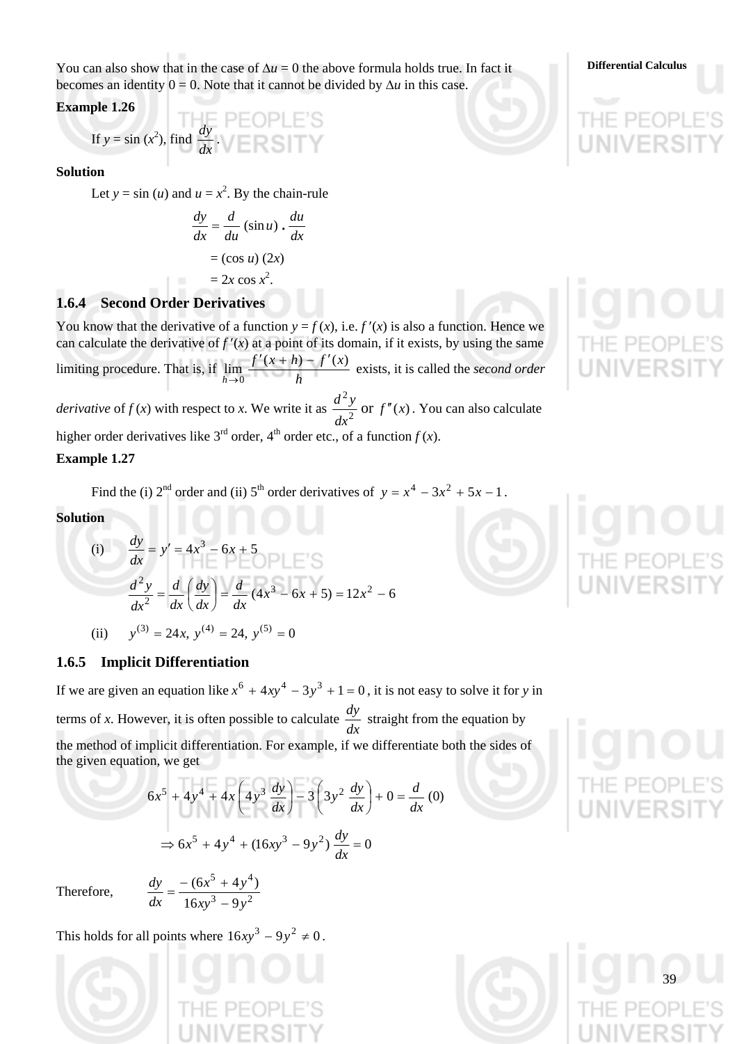You can also show that in the case of $\Delta u = 0$ the above formula holds true. In fact it becomes an identity $0 = 0$. Note that it cannot be divided by $\Delta u$ in this case.

**Example 1.26**

If $y = \sin(x^2)$, find $\dfrac{dy}{dx}$.

**Solution**

Let $y = \sin(u)$ and $u = x^2$. By the chain-rule

$$\frac{dy}{dx} = \frac{d}{du}(\sin u) \cdot \frac{du}{dx}$$

$$= (\cos u)(2x)$$

$$= 2x \cos x^2.$$

### 1.6.4 Second Order Derivatives

You know that the derivative of a function $y = f(x)$, i.e. $f'(x)$ is also a function. Hence we can calculate the derivative of $f'(x)$ at a point of its domain, if it exists, by using the same limiting procedure. That is, if $\lim\limits_{h \to 0} \dfrac{f'(x+h) - f'(x)}{h}$ exists, it is called the *second order derivative* of $f(x)$ with respect to $x$. We write it as $\dfrac{d^2y}{dx^2}$ or $f''(x)$. You can also calculate higher order derivatives like 3rd order, 4th order etc., of a function $f(x)$.

**Example 1.27**

Find the (i) 2nd order and (ii) 5th order derivatives of $y = x^4 - 3x^2 + 5x - 1$.

**Solution**

(i) $\dfrac{dy}{dx} = y' = 4x^3 - 6x + 5$

$$\frac{d^2y}{dx^2} = \frac{d}{dx}\left(\frac{dy}{dx}\right) = \frac{d}{dx}(4x^3 - 6x + 5) = 12x^2 - 6$$

(ii) $y^{(3)} = 24x,\ y^{(4)} = 24,\ y^{(5)} = 0$

### 1.6.5 Implicit Differentiation

If we are given an equation like $x^6 + 4xy^4 - 3y^3 + 1 = 0$, it is not easy to solve it for $y$ in terms of $x$. However, it is often possible to calculate $\dfrac{dy}{dx}$ straight from the equation by the method of implicit differentiation. For example, if we differentiate both the sides of the given equation, we get

$$6x^5 + 4y^4 + 4x\left(4y^3 \frac{dy}{dx}\right) - 3\left(3y^2 \frac{dy}{dx}\right) + 0 = \frac{d}{dx}(0)$$

$$\Rightarrow 6x^5 + 4y^4 + (16xy^3 - 9y^2)\frac{dy}{dx} = 0$$

Therefore, $$\frac{dy}{dx} = \frac{-(6x^5 + 4y^4)}{16xy^3 - 9y^2}$$

This holds for all points where $16xy^3 - 9y^2 \neq 0$.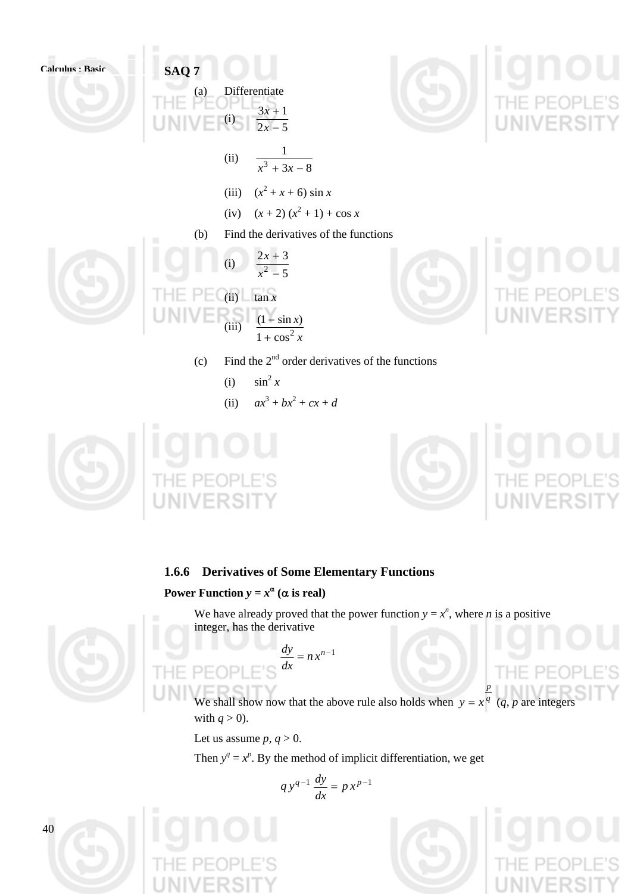**SAQ 7**

(a) Differentiate

(i) $\dfrac{3x+1}{2x-5}$

(ii) $\dfrac{1}{x^3 + 3x - 8}$

(iii) $(x^2 + x + 6) \sin x$

(iv) $(x + 2)(x^2 + 1) + \cos x$

(b) Find the derivatives of the functions

(i) $\dfrac{2x+3}{x^2 - 5}$

(ii) $\tan x$

(iii) $\dfrac{(1 - \sin x)}{1 + \cos^2 x}$

(c) Find the 2nd order derivatives of the functions

(i) $\sin^2 x$

(ii) $ax^3 + bx^2 + cx + d$

### 1.6.6 Derivatives of Some Elementary Functions

**Power Function $y = x^\alpha$ ($\alpha$ is real)**

We have already proved that the power function $y = x^n$, where $n$ is a positive integer, has the derivative

$$\frac{dy}{dx} = n\,x^{n-1}$$

We shall show now that the above rule also holds when $y = x^{\frac{p}{q}}$ ($q$, $p$ are integers with $q > 0$).

Let us assume $p, q > 0$.

Then $y^q = x^p$. By the method of implicit differentiation, we get

$$q\,y^{q-1}\,\frac{dy}{dx} = p\,x^{p-1}$$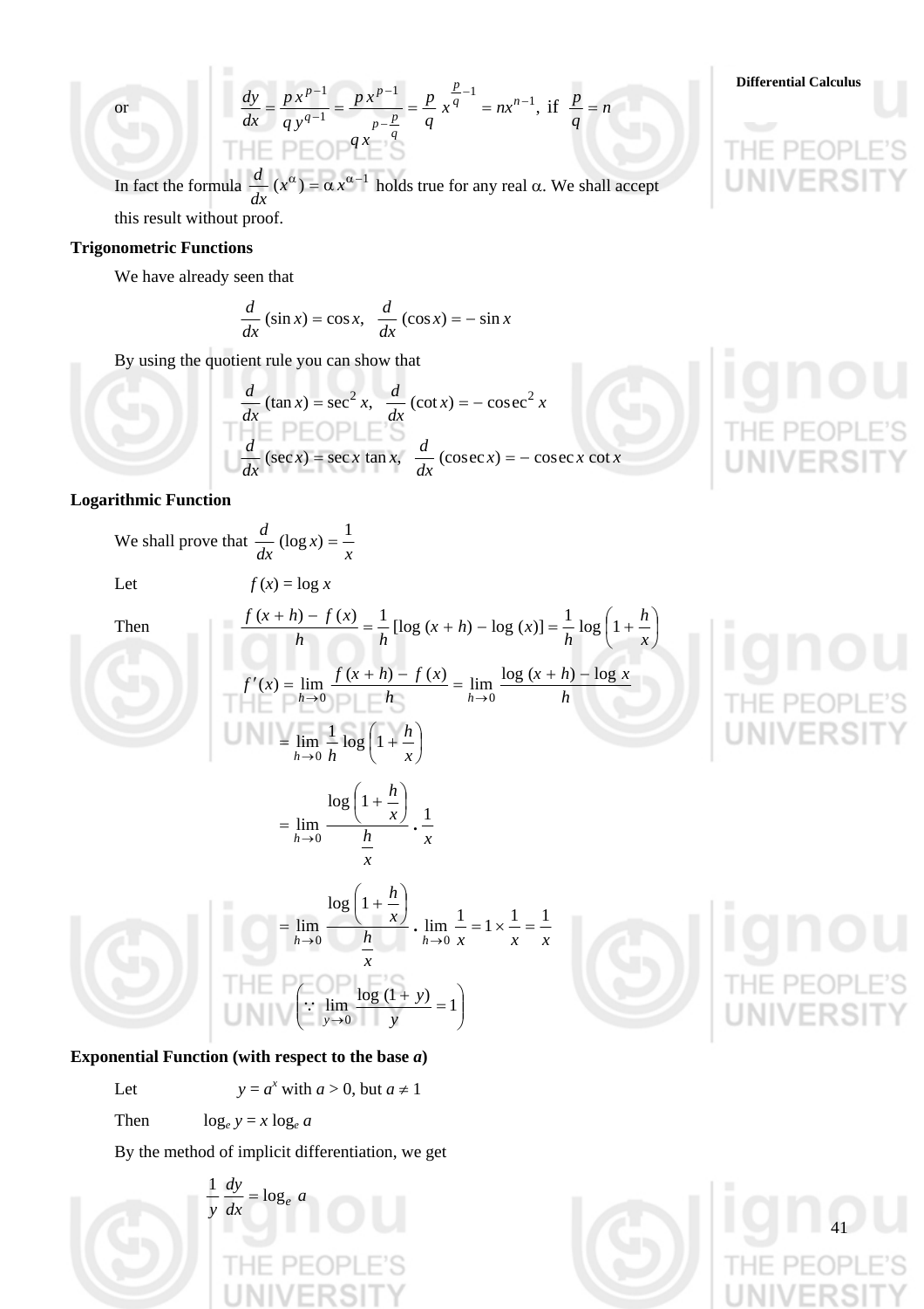or $$\frac{dy}{dx} = \frac{p\,x^{p-1}}{q\,y^{q-1}} = \frac{p\,x^{p-1}}{q\,x^{p-\frac{p}{q}}} = \frac{p}{q}\,x^{\frac{p}{q}-1} = nx^{n-1}, \text{ if } \frac{p}{q} = n$$

In fact the formula $\frac{d}{dx}(x^{\alpha}) = \alpha\, x^{\alpha - 1}$ holds true for any real $\alpha$. We shall accept this result without proof.

**Trigonometric Functions**

We have already seen that

$$\frac{d}{dx}(\sin x) = \cos x, \quad \frac{d}{dx}(\cos x) = -\sin x$$

By using the quotient rule you can show that

$$\frac{d}{dx}(\tan x) = \sec^2 x, \quad \frac{d}{dx}(\cot x) = -\operatorname{cosec}^2 x$$

$$\frac{d}{dx}(\sec x) = \sec x \tan x, \quad \frac{d}{dx}(\operatorname{cosec} x) = -\operatorname{cosec} x \cot x$$

**Logarithmic Function**

We shall prove that $\frac{d}{dx}(\log x) = \frac{1}{x}$

Let $f(x) = \log x$

Then $$\frac{f(x+h) - f(x)}{h} = \frac{1}{h}[\log(x+h) - \log(x)] = \frac{1}{h}\log\left(1 + \frac{h}{x}\right)$$

$$f'(x) = \lim_{h \to 0} \frac{f(x+h) - f(x)}{h} = \lim_{h \to 0} \frac{\log(x+h) - \log x}{h}$$

$$= \lim_{h \to 0} \frac{1}{h}\log\left(1 + \frac{h}{x}\right)$$

$$= \lim_{h \to 0} \frac{\log\left(1 + \frac{h}{x}\right)}{\frac{h}{x}} \cdot \frac{1}{x}$$

$$= \lim_{h \to 0} \frac{\log\left(1 + \frac{h}{x}\right)}{\frac{h}{x}} \cdot \lim_{h \to 0} \frac{1}{x} = 1 \times \frac{1}{x} = \frac{1}{x}$$

$$\left(\because \lim_{y \to 0} \frac{\log(1+y)}{y} = 1\right)$$

**Exponential Function (with respect to the base *a*)**

Let $y = a^x$ with $a > 0$, but $a \neq 1$

Then $\log_e y = x \log_e a$

By the method of implicit differentiation, we get

$$\frac{1}{y}\frac{dy}{dx} = \log_e a$$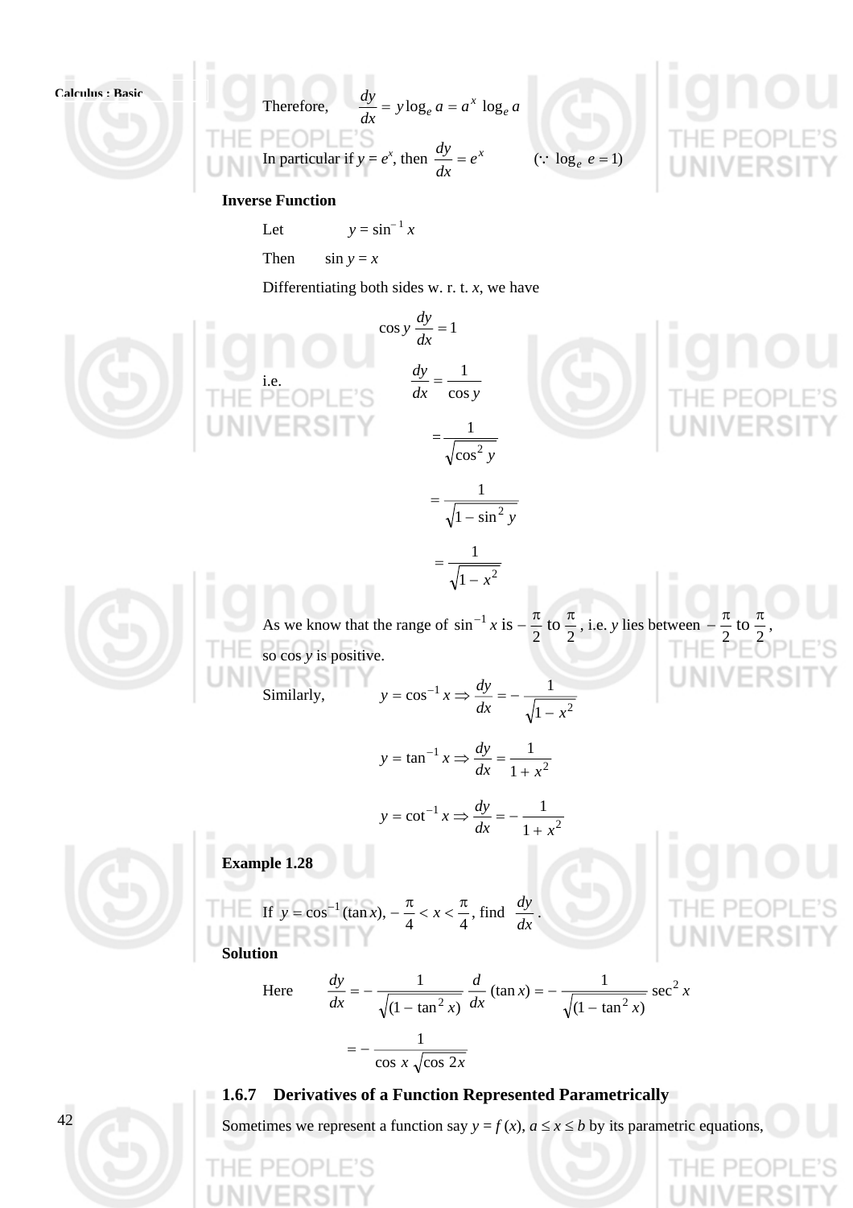Therefore, $\dfrac{dy}{dx} = y \log_e a = a^x \log_e a$

In particular if $y = e^x$, then $\dfrac{dy}{dx} = e^x$ $\quad (\because \log_e e = 1)$

**Inverse Function**

Let $\quad y = \sin^{-1} x$

Then $\quad \sin y = x$

Differentiating both sides w. r. t. $x$, we have

$$\cos y \frac{dy}{dx} = 1$$

i.e.

$$\frac{dy}{dx} = \frac{1}{\cos y}$$

$$= \frac{1}{\sqrt{\cos^2 y}}$$

$$= \frac{1}{\sqrt{1 - \sin^2 y}}$$

$$= \frac{1}{\sqrt{1 - x^2}}$$

As we know that the range of $\sin^{-1} x$ is $-\dfrac{\pi}{2}$ to $\dfrac{\pi}{2}$, i.e. $y$ lies between $-\dfrac{\pi}{2}$ to $\dfrac{\pi}{2}$, so $\cos y$ is positive.

Similarly, $\quad y = \cos^{-1} x \Rightarrow \dfrac{dy}{dx} = -\dfrac{1}{\sqrt{1 - x^2}}$

$$y = \tan^{-1} x \Rightarrow \frac{dy}{dx} = \frac{1}{1 + x^2}$$

$$y = \cot^{-1} x \Rightarrow \frac{dy}{dx} = -\frac{1}{1 + x^2}$$

**Example 1.28**

If $y = \cos^{-1}(\tan x), -\dfrac{\pi}{4} < x < \dfrac{\pi}{4}$, find $\dfrac{dy}{dx}$.

**Solution**

Here $\quad \dfrac{dy}{dx} = -\dfrac{1}{\sqrt{(1 - \tan^2 x)}} \dfrac{d}{dx}(\tan x) = -\dfrac{1}{\sqrt{(1 - \tan^2 x)}} \sec^2 x$

$$= -\frac{1}{\cos x \sqrt{\cos 2x}}$$

### 1.6.7 Derivatives of a Function Represented Parametrically

Sometimes we represent a function say $y = f(x)$, $a \leq x \leq b$ by its parametric equations,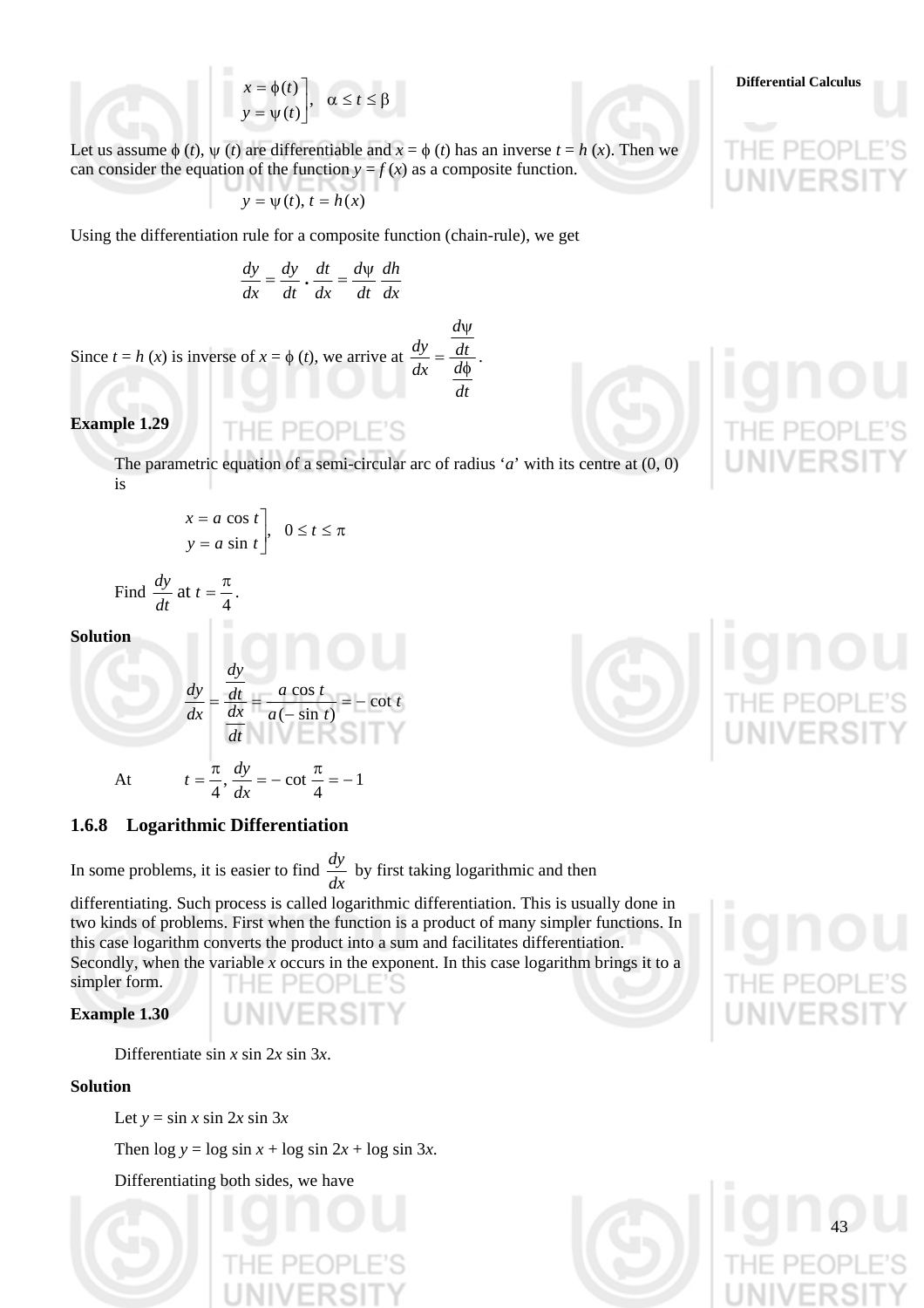$$\left.\begin{array}{l} x = \phi(t) \\ y = \psi(t) \end{array}\right], \quad \alpha \le t \le \beta$$

Let us assume $\phi(t)$, $\psi(t)$ are differentiable and $x = \phi(t)$ has an inverse $t = h(x)$. Then we can consider the equation of the function $y = f(x)$ as a composite function.

$$y = \psi(t),\ t = h(x)$$

Using the differentiation rule for a composite function (chain-rule), we get

$$\frac{dy}{dx} = \frac{dy}{dt} \cdot \frac{dt}{dx} = \frac{d\psi}{dt}\,\frac{dh}{dx}$$

Since $t = h(x)$ is inverse of $x = \phi(t)$, we arrive at $\dfrac{dy}{dx} = \dfrac{\dfrac{d\psi}{dt}}{\dfrac{d\phi}{dt}}$.

**Example 1.29**

The parametric equation of a semi-circular arc of radius '$a$' with its centre at (0, 0) is

$$\left.\begin{array}{l} x = a\cos t \\ y = a\sin t \end{array}\right], \quad 0 \le t \le \pi$$

Find $\dfrac{dy}{dt}$ at $t = \dfrac{\pi}{4}$.

**Solution**

$$\frac{dy}{dx} = \frac{\dfrac{dy}{dt}}{\dfrac{dx}{dt}} = \frac{a\cos t}{a(-\sin t)} = -\cot t$$

At $\quad t = \dfrac{\pi}{4},\ \dfrac{dy}{dx} = -\cot\dfrac{\pi}{4} = -1$

### 1.6.8 Logarithmic Differentiation

In some problems, it is easier to find $\dfrac{dy}{dx}$ by first taking logarithmic and then differentiating. Such process is called logarithmic differentiation. This is usually done in two kinds of problems. First when the function is a product of many simpler functions. In this case logarithm converts the product into a sum and facilitates differentiation. Secondly, when the variable $x$ occurs in the exponent. In this case logarithm brings it to a simpler form.

**Example 1.30**

Differentiate $\sin x \sin 2x \sin 3x$.

**Solution**

Let $y = \sin x \sin 2x \sin 3x$

Then $\log y = \log \sin x + \log \sin 2x + \log \sin 3x$.

Differentiating both sides, we have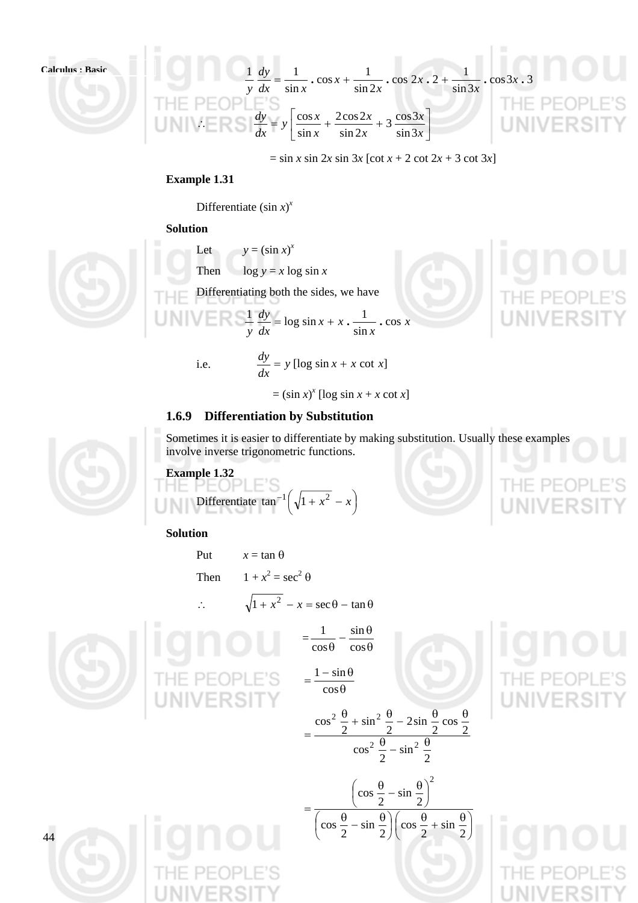$$\frac{1}{y}\,\frac{dy}{dx} = \frac{1}{\sin x}\,.\,\cos x + \frac{1}{\sin 2x}\,.\,\cos 2x\,.\,2 + \frac{1}{\sin 3x}\,.\,\cos 3x\,.\,3$$

$$\therefore \quad \frac{dy}{dx} = y\left[\frac{\cos x}{\sin x} + \frac{2\cos 2x}{\sin 2x} + 3\,\frac{\cos 3x}{\sin 3x}\right]$$

$$= \sin x \sin 2x \sin 3x\,[\cot x + 2\cot 2x + 3\cot 3x]$$

**Example 1.31**

Differentiate $(\sin x)^x$

**Solution**

Let $\quad y = (\sin x)^x$

Then $\quad \log y = x \log \sin x$

Differentiating both the sides, we have

$$\frac{1}{y}\,\frac{dy}{dx} = \log \sin x + x\,.\,\frac{1}{\sin x}\,.\,\cos x$$

i.e. $\quad \dfrac{dy}{dx} = y\,[\log \sin x + x \cot x]$

$$= (\sin x)^x\,[\log \sin x + x \cot x]$$

### 1.6.9 Differentiation by Substitution

Sometimes it is easier to differentiate by making substitution. Usually these examples involve inverse trigonometric functions.

**Example 1.32**

Differentiate $\tan^{-1}\left(\sqrt{1+x^2} - x\right)$

**Solution**

Put $\quad x = \tan\theta$

Then $\quad 1 + x^2 = \sec^2\theta$

$\therefore \quad \sqrt{1+x^2} - x = \sec\theta - \tan\theta$

$$= \frac{1}{\cos\theta} - \frac{\sin\theta}{\cos\theta}$$

$$= \frac{1-\sin\theta}{\cos\theta}$$

$$= \frac{\cos^2\dfrac{\theta}{2} + \sin^2\dfrac{\theta}{2} - 2\sin\dfrac{\theta}{2}\cos\dfrac{\theta}{2}}{\cos^2\dfrac{\theta}{2} - \sin^2\dfrac{\theta}{2}}$$

$$= \frac{\left(\cos\dfrac{\theta}{2} - \sin\dfrac{\theta}{2}\right)^2}{\left(\cos\dfrac{\theta}{2} - \sin\dfrac{\theta}{2}\right)\left(\cos\dfrac{\theta}{2} + \sin\dfrac{\theta}{2}\right)}$$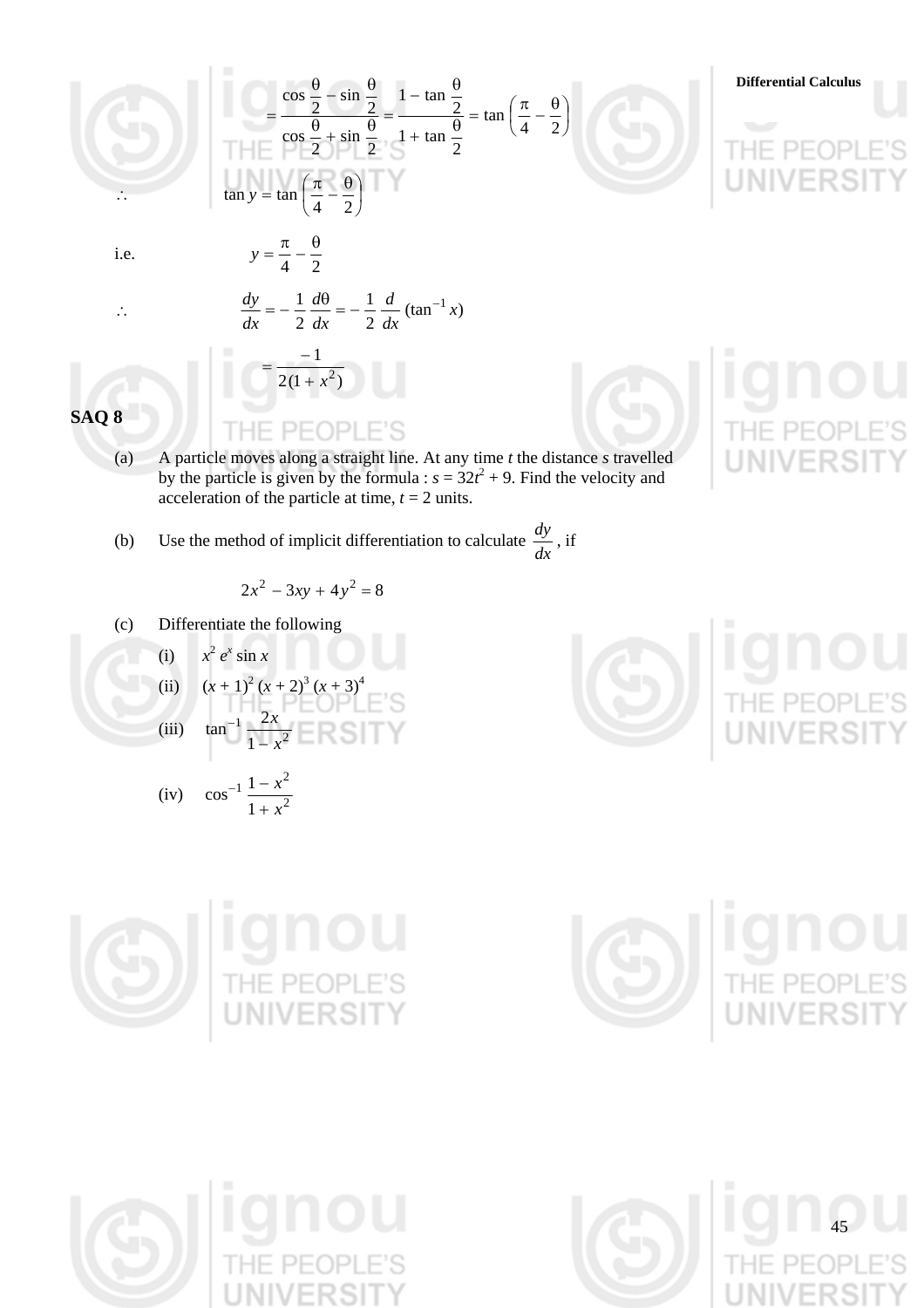$$= \frac{\cos \frac{\theta}{2} - \sin \frac{\theta}{2}}{\cos \frac{\theta}{2} + \sin \frac{\theta}{2}} = \frac{1 - \tan \frac{\theta}{2}}{1 + \tan \frac{\theta}{2}} = \tan \left( \frac{\pi}{4} - \frac{\theta}{2} \right)$$

$$\therefore \qquad \tan y = \tan \left( \frac{\pi}{4} - \frac{\theta}{2} \right)$$

i.e.
$$y = \frac{\pi}{4} - \frac{\theta}{2}$$

$$\therefore \qquad \frac{dy}{dx} = - \frac{1}{2} \frac{d\theta}{dx} = - \frac{1}{2} \frac{d}{dx} (\tan^{-1} x)$$

$$= \frac{-1}{2(1 + x^2)}$$

**SAQ 8**

(a) A particle moves along a straight line. At any time $t$ the distance $s$ travelled by the particle is given by the formula : $s = 32t^2 + 9$. Find the velocity and acceleration of the particle at time, $t = 2$ units.

(b) Use the method of implicit differentiation to calculate $\frac{dy}{dx}$, if

$$2x^2 - 3xy + 4y^2 = 8$$

(c) Differentiate the following

(i) $x^2 e^x \sin x$

(ii) $(x + 1)^2 (x + 2)^3 (x + 3)^4$

(iii) $\tan^{-1} \frac{2x}{1 - x^2}$

(iv) $\cos^{-1} \frac{1 - x^2}{1 + x^2}$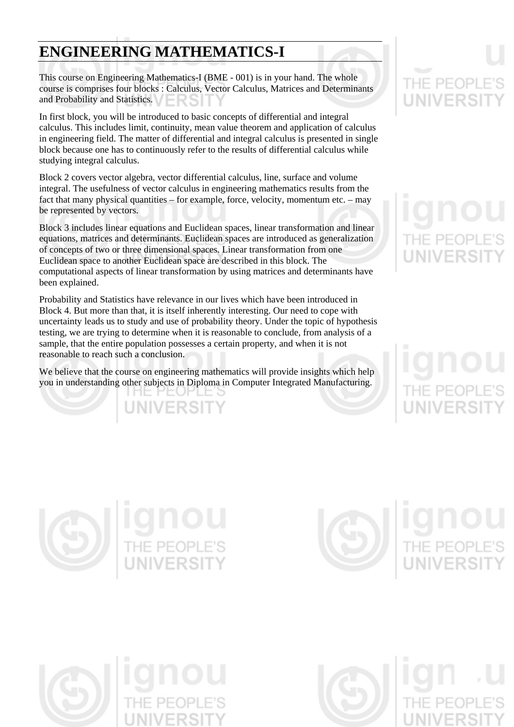# ENGINEERING MATHEMATICS-I

This course on Engineering Mathematics-I (BME - 001) is in your hand. The whole course is comprises four blocks : Calculus, Vector Calculus, Matrices and Determinants and Probability and Statistics.

In first block, you will be introduced to basic concepts of differential and integral calculus. This includes limit, continuity, mean value theorem and application of calculus in engineering field. The matter of differential and integral calculus is presented in single block because one has to continuously refer to the results of differential calculus while studying integral calculus.

Block 2 covers vector algebra, vector differential calculus, line, surface and volume integral. The usefulness of vector calculus in engineering mathematics results from the fact that many physical quantities – for example, force, velocity, momentum etc. – may be represented by vectors.

Block 3 includes linear equations and Euclidean spaces, linear transformation and linear equations, matrices and determinants. Euclidean spaces are introduced as generalization of concepts of two or three dimensional spaces. Linear transformation from one Euclidean space to another Euclidean space are described in this block. The computational aspects of linear transformation by using matrices and determinants have been explained.

Probability and Statistics have relevance in our lives which have been introduced in Block 4. But more than that, it is itself inherently interesting. Our need to cope with uncertainty leads us to study and use of probability theory. Under the topic of hypothesis testing, we are trying to determine when it is reasonable to conclude, from analysis of a sample, that the entire population possesses a certain property, and when it is not reasonable to reach such a conclusion.

We believe that the course on engineering mathematics will provide insights which help you in understanding other subjects in Diploma in Computer Integrated Manufacturing.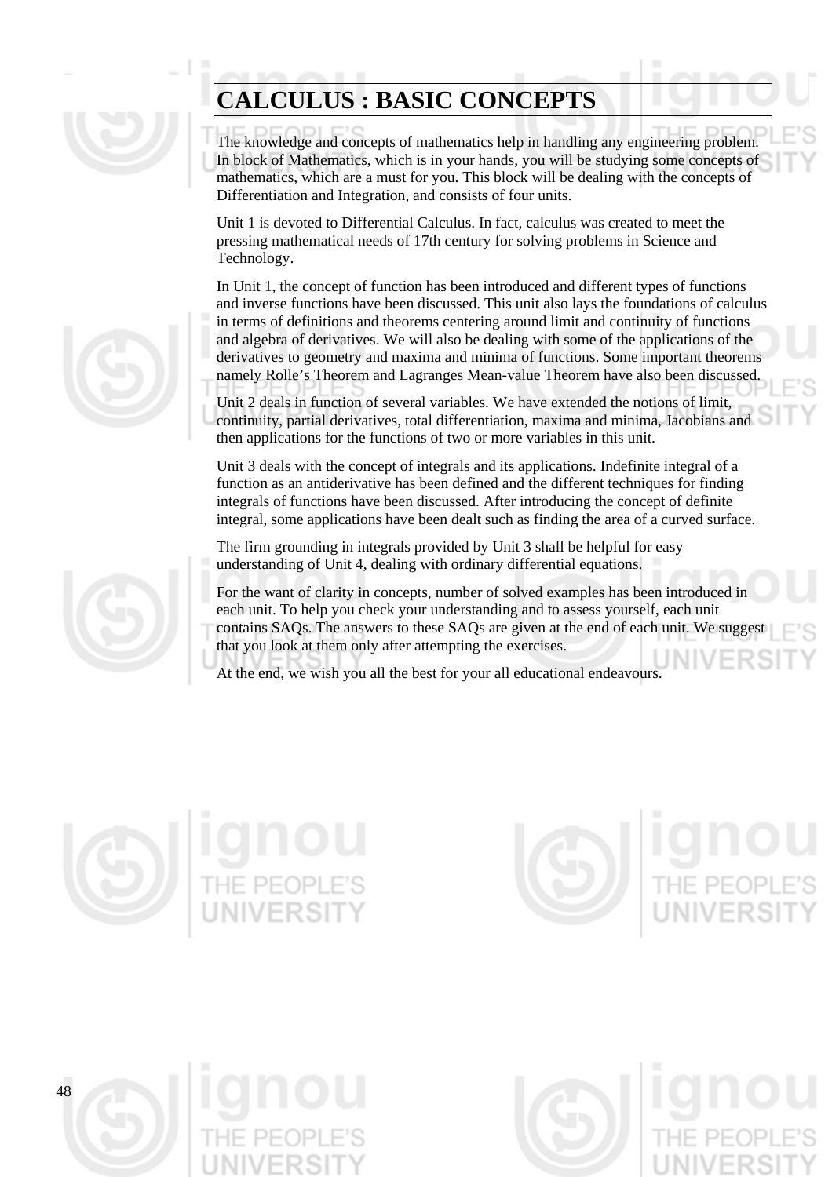# CALCULUS : BASIC CONCEPTS

The knowledge and concepts of mathematics help in handling any engineering problem. In block of Mathematics, which is in your hands, you will be studying some concepts of mathematics, which are a must for you. This block will be dealing with the concepts of Differentiation and Integration, and consists of four units.

Unit 1 is devoted to Differential Calculus. In fact, calculus was created to meet the pressing mathematical needs of 17th century for solving problems in Science and Technology.

In Unit 1, the concept of function has been introduced and different types of functions and inverse functions have been discussed. This unit also lays the foundations of calculus in terms of definitions and theorems centering around limit and continuity of functions and algebra of derivatives. We will also be dealing with some of the applications of the derivatives to geometry and maxima and minima of functions. Some important theorems namely Rolle's Theorem and Lagranges Mean-value Theorem have also been discussed.

Unit 2 deals in function of several variables. We have extended the notions of limit, continuity, partial derivatives, total differentiation, maxima and minima, Jacobians and then applications for the functions of two or more variables in this unit.

Unit 3 deals with the concept of integrals and its applications. Indefinite integral of a function as an antiderivative has been defined and the different techniques for finding integrals of functions have been discussed. After introducing the concept of definite integral, some applications have been dealt such as finding the area of a curved surface.

The firm grounding in integrals provided by Unit 3 shall be helpful for easy understanding of Unit 4, dealing with ordinary differential equations.

For the want of clarity in concepts, number of solved examples has been introduced in each unit. To help you check your understanding and to assess yourself, each unit contains SAQs. The answers to these SAQs are given at the end of each unit. We suggest that you look at them only after attempting the exercises.

At the end, we wish you all the best for your all educational endeavours.